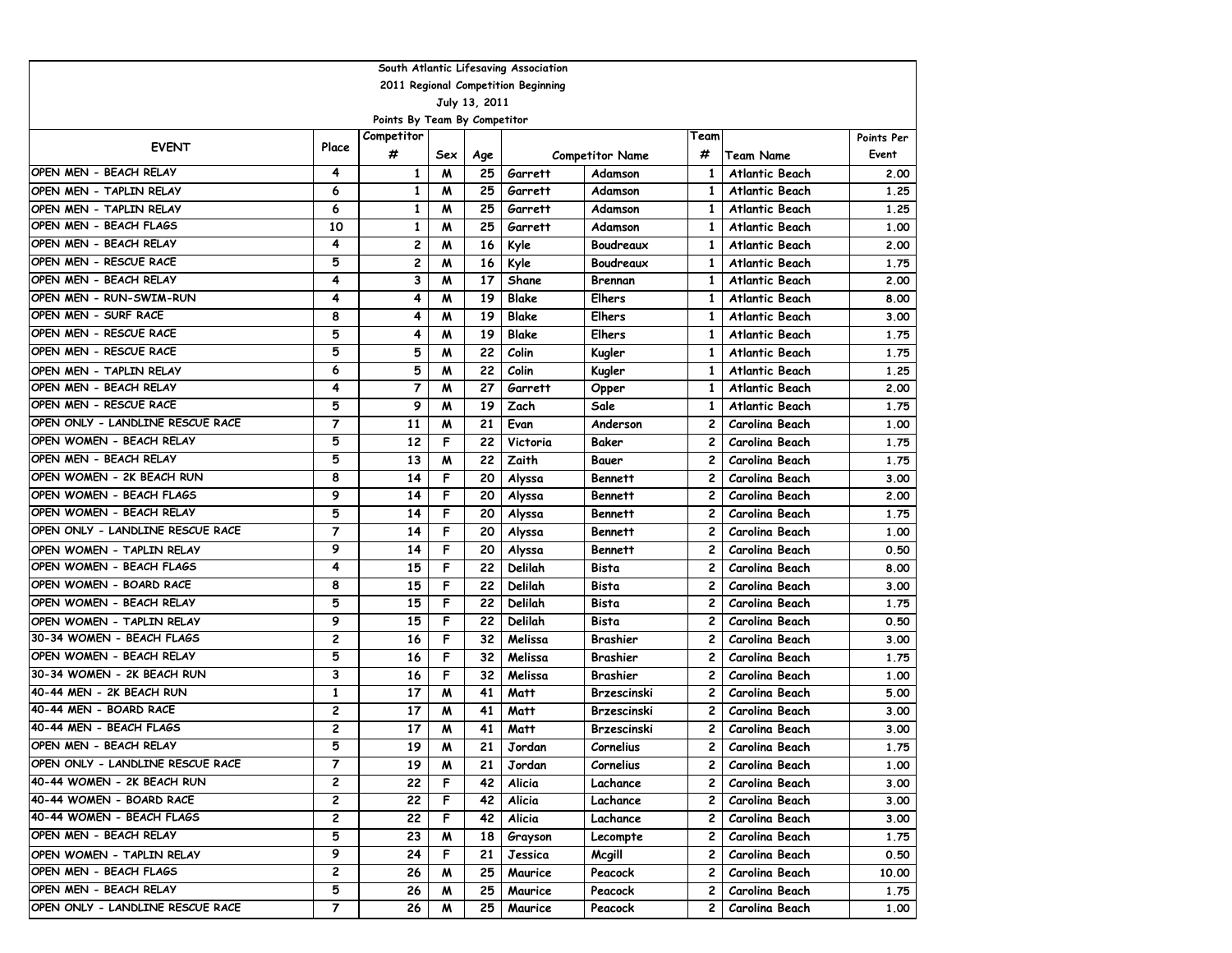South Atlantic Lifesaving Association

2011 Regional Competition Beginning

July 13, 2011

Points By Team By Competitor

| EVENT | Place | Competitor # | Sex | Age | Competitor Name | | Team # | Team Name | Points Per Event |
|---|---|---|---|---|---|---|---|---|---|
| OPEN MEN - BEACH RELAY | 4 | 1 | M | 25 | Garrett | Adamson | 1 | Atlantic Beach | 2.00 |
| OPEN MEN - TAPLIN RELAY | 6 | 1 | M | 25 | Garrett | Adamson | 1 | Atlantic Beach | 1.25 |
| OPEN MEN - TAPLIN RELAY | 6 | 1 | M | 25 | Garrett | Adamson | 1 | Atlantic Beach | 1.25 |
| OPEN MEN - BEACH FLAGS | 10 | 1 | M | 25 | Garrett | Adamson | 1 | Atlantic Beach | 1.00 |
| OPEN MEN - BEACH RELAY | 4 | 2 | M | 16 | Kyle | Boudreaux | 1 | Atlantic Beach | 2.00 |
| OPEN MEN - RESCUE RACE | 5 | 2 | M | 16 | Kyle | Boudreaux | 1 | Atlantic Beach | 1.75 |
| OPEN MEN - BEACH RELAY | 4 | 3 | M | 17 | Shane | Brennan | 1 | Atlantic Beach | 2.00 |
| OPEN MEN - RUN-SWIM-RUN | 4 | 4 | M | 19 | Blake | Elhers | 1 | Atlantic Beach | 8.00 |
| OPEN MEN - SURF RACE | 8 | 4 | M | 19 | Blake | Elhers | 1 | Atlantic Beach | 3.00 |
| OPEN MEN - RESCUE RACE | 5 | 4 | M | 19 | Blake | Elhers | 1 | Atlantic Beach | 1.75 |
| OPEN MEN - RESCUE RACE | 5 | 5 | M | 22 | Colin | Kugler | 1 | Atlantic Beach | 1.75 |
| OPEN MEN - TAPLIN RELAY | 6 | 5 | M | 22 | Colin | Kugler | 1 | Atlantic Beach | 1.25 |
| OPEN MEN - BEACH RELAY | 4 | 7 | M | 27 | Garrett | Opper | 1 | Atlantic Beach | 2.00 |
| OPEN MEN - RESCUE RACE | 5 | 9 | M | 19 | Zach | Sale | 1 | Atlantic Beach | 1.75 |
| OPEN ONLY - LANDLINE RESCUE RACE | 7 | 11 | M | 21 | Evan | Anderson | 2 | Carolina Beach | 1.00 |
| OPEN WOMEN - BEACH RELAY | 5 | 12 | F | 22 | Victoria | Baker | 2 | Carolina Beach | 1.75 |
| OPEN MEN - BEACH RELAY | 5 | 13 | M | 22 | Zaith | Bauer | 2 | Carolina Beach | 1.75 |
| OPEN WOMEN - 2K BEACH RUN | 8 | 14 | F | 20 | Alyssa | Bennett | 2 | Carolina Beach | 3.00 |
| OPEN WOMEN - BEACH FLAGS | 9 | 14 | F | 20 | Alyssa | Bennett | 2 | Carolina Beach | 2.00 |
| OPEN WOMEN - BEACH RELAY | 5 | 14 | F | 20 | Alyssa | Bennett | 2 | Carolina Beach | 1.75 |
| OPEN ONLY - LANDLINE RESCUE RACE | 7 | 14 | F | 20 | Alyssa | Bennett | 2 | Carolina Beach | 1.00 |
| OPEN WOMEN - TAPLIN RELAY | 9 | 14 | F | 20 | Alyssa | Bennett | 2 | Carolina Beach | 0.50 |
| OPEN WOMEN - BEACH FLAGS | 4 | 15 | F | 22 | Delilah | Bista | 2 | Carolina Beach | 8.00 |
| OPEN WOMEN - BOARD RACE | 8 | 15 | F | 22 | Delilah | Bista | 2 | Carolina Beach | 3.00 |
| OPEN WOMEN - BEACH RELAY | 5 | 15 | F | 22 | Delilah | Bista | 2 | Carolina Beach | 1.75 |
| OPEN WOMEN - TAPLIN RELAY | 9 | 15 | F | 22 | Delilah | Bista | 2 | Carolina Beach | 0.50 |
| 30-34 WOMEN - BEACH FLAGS | 2 | 16 | F | 32 | Melissa | Brashier | 2 | Carolina Beach | 3.00 |
| OPEN WOMEN - BEACH RELAY | 5 | 16 | F | 32 | Melissa | Brashier | 2 | Carolina Beach | 1.75 |
| 30-34 WOMEN - 2K BEACH RUN | 3 | 16 | F | 32 | Melissa | Brashier | 2 | Carolina Beach | 1.00 |
| 40-44 MEN - 2K BEACH RUN | 1 | 17 | M | 41 | Matt | Brzescinski | 2 | Carolina Beach | 5.00 |
| 40-44 MEN - BOARD RACE | 2 | 17 | M | 41 | Matt | Brzescinski | 2 | Carolina Beach | 3.00 |
| 40-44 MEN - BEACH FLAGS | 2 | 17 | M | 41 | Matt | Brzescinski | 2 | Carolina Beach | 3.00 |
| OPEN MEN - BEACH RELAY | 5 | 19 | M | 21 | Jordan | Cornelius | 2 | Carolina Beach | 1.75 |
| OPEN ONLY - LANDLINE RESCUE RACE | 7 | 19 | M | 21 | Jordan | Cornelius | 2 | Carolina Beach | 1.00 |
| 40-44 WOMEN - 2K BEACH RUN | 2 | 22 | F | 42 | Alicia | Lachance | 2 | Carolina Beach | 3.00 |
| 40-44 WOMEN - BOARD RACE | 2 | 22 | F | 42 | Alicia | Lachance | 2 | Carolina Beach | 3.00 |
| 40-44 WOMEN - BEACH FLAGS | 2 | 22 | F | 42 | Alicia | Lachance | 2 | Carolina Beach | 3.00 |
| OPEN MEN - BEACH RELAY | 5 | 23 | M | 18 | Grayson | Lecompte | 2 | Carolina Beach | 1.75 |
| OPEN WOMEN - TAPLIN RELAY | 9 | 24 | F | 21 | Jessica | Mcgill | 2 | Carolina Beach | 0.50 |
| OPEN MEN - BEACH FLAGS | 2 | 26 | M | 25 | Maurice | Peacock | 2 | Carolina Beach | 10.00 |
| OPEN MEN - BEACH RELAY | 5 | 26 | M | 25 | Maurice | Peacock | 2 | Carolina Beach | 1.75 |
| OPEN ONLY - LANDLINE RESCUE RACE | 7 | 26 | M | 25 | Maurice | Peacock | 2 | Carolina Beach | 1.00 |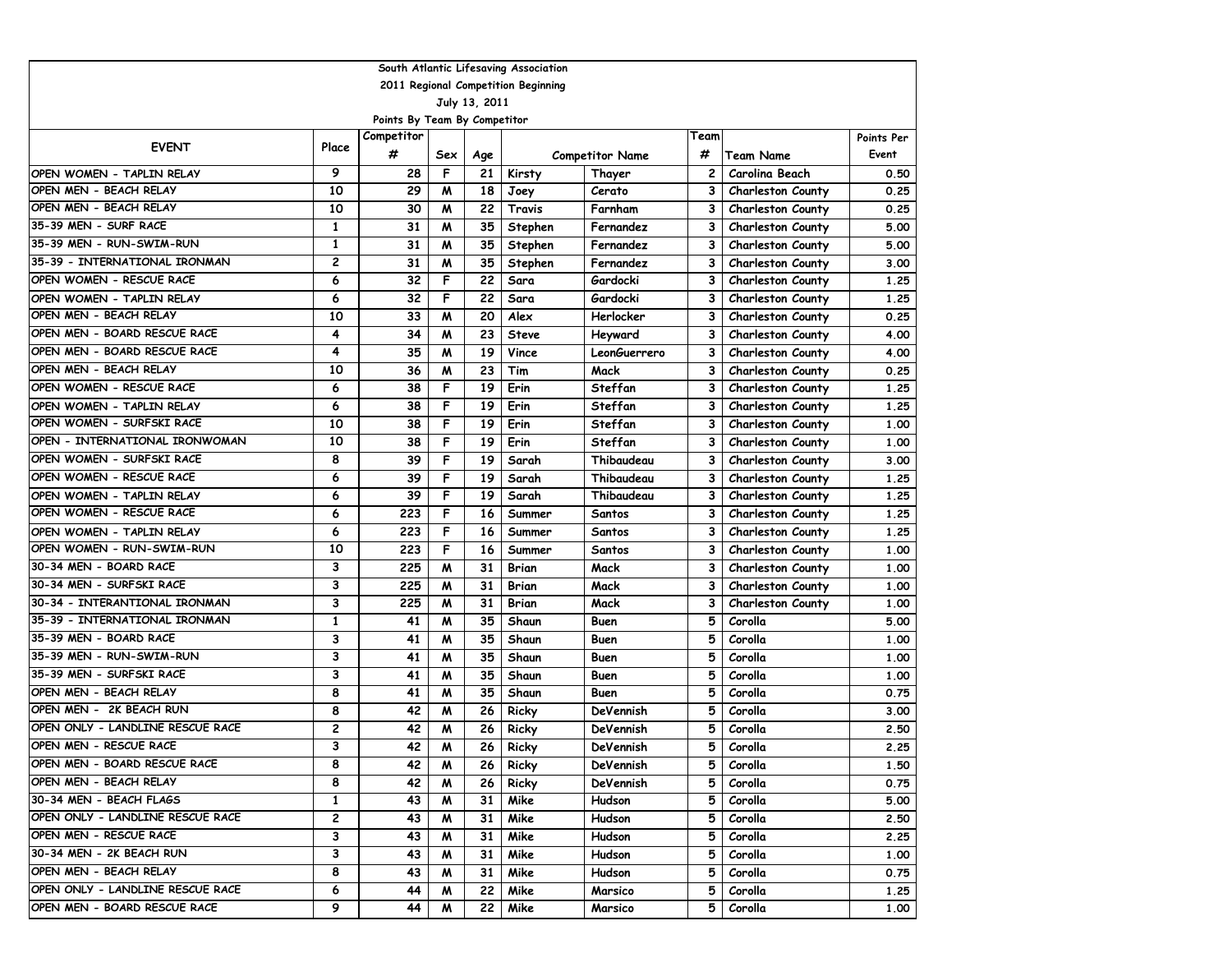South Atlantic Lifesaving Association

2011 Regional Competition Beginning

July 13, 2011

Points By Team By Competitor

| EVENT | Place | Competitor # | Sex | Age | Competitor Name | | Team # | Team Name | Points Per Event |
|---|---|---|---|---|---|---|---|---|---|
| OPEN WOMEN - TAPLIN RELAY | 9 | 28 | F | 21 | Kirsty | Thayer | 2 | Carolina Beach | 0.50 |
| OPEN MEN - BEACH RELAY | 10 | 29 | M | 18 | Joey | Cerato | 3 | Charleston County | 0.25 |
| OPEN MEN - BEACH RELAY | 10 | 30 | M | 22 | Travis | Farnham | 3 | Charleston County | 0.25 |
| 35-39 MEN - SURF RACE | 1 | 31 | M | 35 | Stephen | Fernandez | 3 | Charleston County | 5.00 |
| 35-39 MEN - RUN-SWIM-RUN | 1 | 31 | M | 35 | Stephen | Fernandez | 3 | Charleston County | 5.00 |
| 35-39 - INTERNATIONAL IRONMAN | 2 | 31 | M | 35 | Stephen | Fernandez | 3 | Charleston County | 3.00 |
| OPEN WOMEN - RESCUE RACE | 6 | 32 | F | 22 | Sara | Gardocki | 3 | Charleston County | 1.25 |
| OPEN WOMEN - TAPLIN RELAY | 6 | 32 | F | 22 | Sara | Gardocki | 3 | Charleston County | 1.25 |
| OPEN MEN - BEACH RELAY | 10 | 33 | M | 20 | Alex | Herlocker | 3 | Charleston County | 0.25 |
| OPEN MEN - BOARD RESCUE RACE | 4 | 34 | M | 23 | Steve | Heyward | 3 | Charleston County | 4.00 |
| OPEN MEN - BOARD RESCUE RACE | 4 | 35 | M | 19 | Vince | LeonGuerrero | 3 | Charleston County | 4.00 |
| OPEN MEN - BEACH RELAY | 10 | 36 | M | 23 | Tim | Mack | 3 | Charleston County | 0.25 |
| OPEN WOMEN - RESCUE RACE | 6 | 38 | F | 19 | Erin | Steffan | 3 | Charleston County | 1.25 |
| OPEN WOMEN - TAPLIN RELAY | 6 | 38 | F | 19 | Erin | Steffan | 3 | Charleston County | 1.25 |
| OPEN WOMEN - SURFSKI RACE | 10 | 38 | F | 19 | Erin | Steffan | 3 | Charleston County | 1.00 |
| OPEN - INTERNATIONAL IRONWOMAN | 10 | 38 | F | 19 | Erin | Steffan | 3 | Charleston County | 1.00 |
| OPEN WOMEN - SURFSKI RACE | 8 | 39 | F | 19 | Sarah | Thibaudeau | 3 | Charleston County | 3.00 |
| OPEN WOMEN - RESCUE RACE | 6 | 39 | F | 19 | Sarah | Thibaudeau | 3 | Charleston County | 1.25 |
| OPEN WOMEN - TAPLIN RELAY | 6 | 39 | F | 19 | Sarah | Thibaudeau | 3 | Charleston County | 1.25 |
| OPEN WOMEN - RESCUE RACE | 6 | 223 | F | 16 | Summer | Santos | 3 | Charleston County | 1.25 |
| OPEN WOMEN - TAPLIN RELAY | 6 | 223 | F | 16 | Summer | Santos | 3 | Charleston County | 1.25 |
| OPEN WOMEN - RUN-SWIM-RUN | 10 | 223 | F | 16 | Summer | Santos | 3 | Charleston County | 1.00 |
| 30-34 MEN - BOARD RACE | 3 | 225 | M | 31 | Brian | Mack | 3 | Charleston County | 1.00 |
| 30-34 MEN - SURFSKI RACE | 3 | 225 | M | 31 | Brian | Mack | 3 | Charleston County | 1.00 |
| 30-34 - INTERANTIONAL IRONMAN | 3 | 225 | M | 31 | Brian | Mack | 3 | Charleston County | 1.00 |
| 35-39 - INTERNATIONAL IRONMAN | 1 | 41 | M | 35 | Shaun | Buen | 5 | Corolla | 5.00 |
| 35-39 MEN - BOARD RACE | 3 | 41 | M | 35 | Shaun | Buen | 5 | Corolla | 1.00 |
| 35-39 MEN - RUN-SWIM-RUN | 3 | 41 | M | 35 | Shaun | Buen | 5 | Corolla | 1.00 |
| 35-39 MEN - SURFSKI RACE | 3 | 41 | M | 35 | Shaun | Buen | 5 | Corolla | 1.00 |
| OPEN MEN - BEACH RELAY | 8 | 41 | M | 35 | Shaun | Buen | 5 | Corolla | 0.75 |
| OPEN MEN - 2K BEACH RUN | 8 | 42 | M | 26 | Ricky | DeVennish | 5 | Corolla | 3.00 |
| OPEN ONLY - LANDLINE RESCUE RACE | 2 | 42 | M | 26 | Ricky | DeVennish | 5 | Corolla | 2.50 |
| OPEN MEN - RESCUE RACE | 3 | 42 | M | 26 | Ricky | DeVennish | 5 | Corolla | 2.25 |
| OPEN MEN - BOARD RESCUE RACE | 8 | 42 | M | 26 | Ricky | DeVennish | 5 | Corolla | 1.50 |
| OPEN MEN - BEACH RELAY | 8 | 42 | M | 26 | Ricky | DeVennish | 5 | Corolla | 0.75 |
| 30-34 MEN - BEACH FLAGS | 1 | 43 | M | 31 | Mike | Hudson | 5 | Corolla | 5.00 |
| OPEN ONLY - LANDLINE RESCUE RACE | 2 | 43 | M | 31 | Mike | Hudson | 5 | Corolla | 2.50 |
| OPEN MEN - RESCUE RACE | 3 | 43 | M | 31 | Mike | Hudson | 5 | Corolla | 2.25 |
| 30-34 MEN - 2K BEACH RUN | 3 | 43 | M | 31 | Mike | Hudson | 5 | Corolla | 1.00 |
| OPEN MEN - BEACH RELAY | 8 | 43 | M | 31 | Mike | Hudson | 5 | Corolla | 0.75 |
| OPEN ONLY - LANDLINE RESCUE RACE | 6 | 44 | M | 22 | Mike | Marsico | 5 | Corolla | 1.25 |
| OPEN MEN - BOARD RESCUE RACE | 9 | 44 | M | 22 | Mike | Marsico | 5 | Corolla | 1.00 |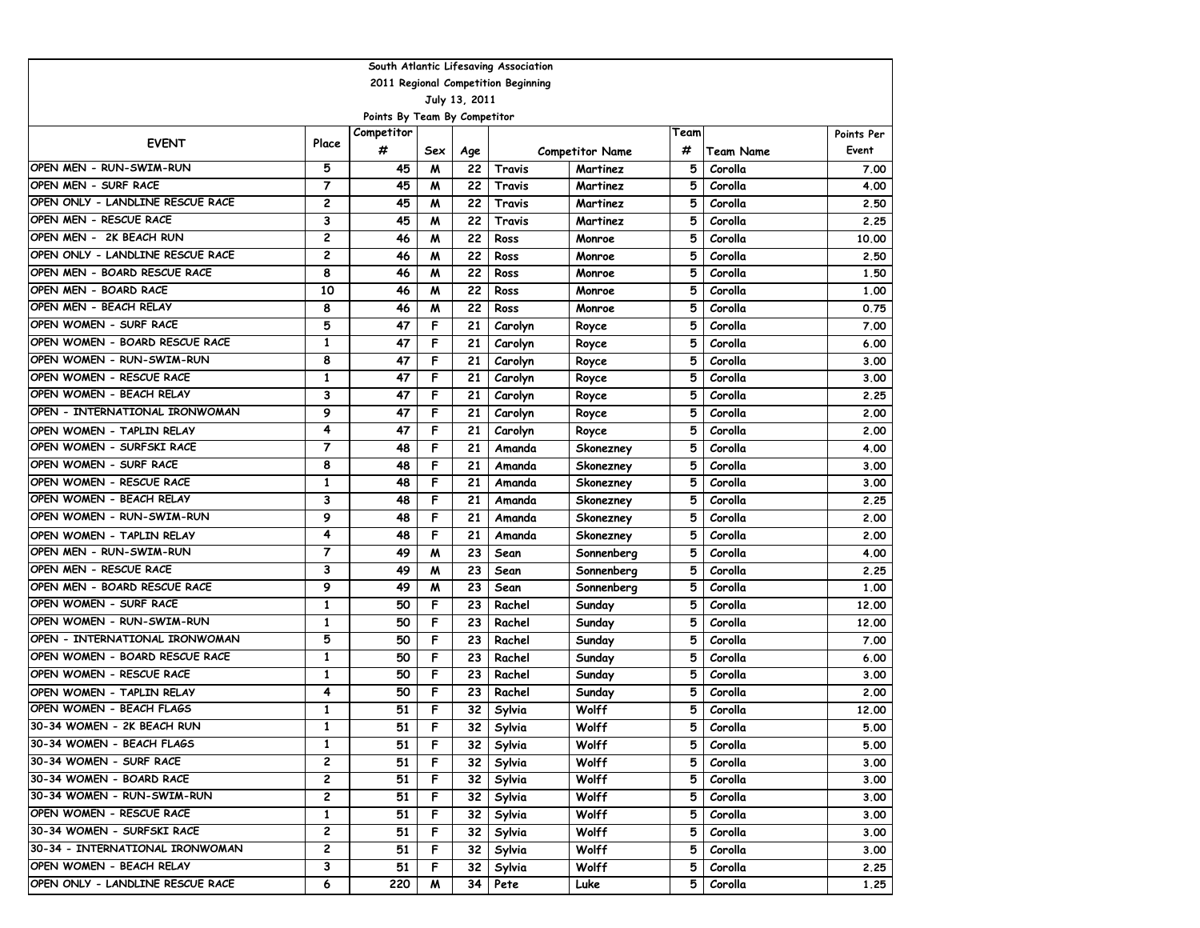South Atlantic Lifesaving Association

2011 Regional Competition Beginning

July 13, 2011

Points By Team By Competitor

| EVENT | Place | Competitor # | Sex | Age | Competitor Name | | Team # | Team Name | Points Per Event |
|---|---|---|---|---|---|---|---|---|---|
| OPEN MEN - RUN-SWIM-RUN | 5 | 45 | M | 22 | Travis | Martinez | 5 | Corolla | 7.00 |
| OPEN MEN - SURF RACE | 7 | 45 | M | 22 | Travis | Martinez | 5 | Corolla | 4.00 |
| OPEN ONLY - LANDLINE RESCUE RACE | 2 | 45 | M | 22 | Travis | Martinez | 5 | Corolla | 2.50 |
| OPEN MEN - RESCUE RACE | 3 | 45 | M | 22 | Travis | Martinez | 5 | Corolla | 2.25 |
| OPEN MEN - 2K BEACH RUN | 2 | 46 | M | 22 | Ross | Monroe | 5 | Corolla | 10.00 |
| OPEN ONLY - LANDLINE RESCUE RACE | 2 | 46 | M | 22 | Ross | Monroe | 5 | Corolla | 2.50 |
| OPEN MEN - BOARD RESCUE RACE | 8 | 46 | M | 22 | Ross | Monroe | 5 | Corolla | 1.50 |
| OPEN MEN - BOARD RACE | 10 | 46 | M | 22 | Ross | Monroe | 5 | Corolla | 1.00 |
| OPEN MEN - BEACH RELAY | 8 | 46 | M | 22 | Ross | Monroe | 5 | Corolla | 0.75 |
| OPEN WOMEN - SURF RACE | 5 | 47 | F | 21 | Carolyn | Royce | 5 | Corolla | 7.00 |
| OPEN WOMEN - BOARD RESCUE RACE | 1 | 47 | F | 21 | Carolyn | Royce | 5 | Corolla | 6.00 |
| OPEN WOMEN - RUN-SWIM-RUN | 8 | 47 | F | 21 | Carolyn | Royce | 5 | Corolla | 3.00 |
| OPEN WOMEN - RESCUE RACE | 1 | 47 | F | 21 | Carolyn | Royce | 5 | Corolla | 3.00 |
| OPEN WOMEN - BEACH RELAY | 3 | 47 | F | 21 | Carolyn | Royce | 5 | Corolla | 2.25 |
| OPEN - INTERNATIONAL IRONWOMAN | 9 | 47 | F | 21 | Carolyn | Royce | 5 | Corolla | 2.00 |
| OPEN WOMEN - TAPLIN RELAY | 4 | 47 | F | 21 | Carolyn | Royce | 5 | Corolla | 2.00 |
| OPEN WOMEN - SURFSKI RACE | 7 | 48 | F | 21 | Amanda | Skonezney | 5 | Corolla | 4.00 |
| OPEN WOMEN - SURF RACE | 8 | 48 | F | 21 | Amanda | Skonezney | 5 | Corolla | 3.00 |
| OPEN WOMEN - RESCUE RACE | 1 | 48 | F | 21 | Amanda | Skonezney | 5 | Corolla | 3.00 |
| OPEN WOMEN - BEACH RELAY | 3 | 48 | F | 21 | Amanda | Skonezney | 5 | Corolla | 2.25 |
| OPEN WOMEN - RUN-SWIM-RUN | 9 | 48 | F | 21 | Amanda | Skonezney | 5 | Corolla | 2.00 |
| OPEN WOMEN - TAPLIN RELAY | 4 | 48 | F | 21 | Amanda | Skonezney | 5 | Corolla | 2.00 |
| OPEN MEN - RUN-SWIM-RUN | 7 | 49 | M | 23 | Sean | Sonnenberg | 5 | Corolla | 4.00 |
| OPEN MEN - RESCUE RACE | 3 | 49 | M | 23 | Sean | Sonnenberg | 5 | Corolla | 2.25 |
| OPEN MEN - BOARD RESCUE RACE | 9 | 49 | M | 23 | Sean | Sonnenberg | 5 | Corolla | 1.00 |
| OPEN WOMEN - SURF RACE | 1 | 50 | F | 23 | Rachel | Sunday | 5 | Corolla | 12.00 |
| OPEN WOMEN - RUN-SWIM-RUN | 1 | 50 | F | 23 | Rachel | Sunday | 5 | Corolla | 12.00 |
| OPEN - INTERNATIONAL IRONWOMAN | 5 | 50 | F | 23 | Rachel | Sunday | 5 | Corolla | 7.00 |
| OPEN WOMEN - BOARD RESCUE RACE | 1 | 50 | F | 23 | Rachel | Sunday | 5 | Corolla | 6.00 |
| OPEN WOMEN - RESCUE RACE | 1 | 50 | F | 23 | Rachel | Sunday | 5 | Corolla | 3.00 |
| OPEN WOMEN - TAPLIN RELAY | 4 | 50 | F | 23 | Rachel | Sunday | 5 | Corolla | 2.00 |
| OPEN WOMEN - BEACH FLAGS | 1 | 51 | F | 32 | Sylvia | Wolff | 5 | Corolla | 12.00 |
| 30-34 WOMEN - 2K BEACH RUN | 1 | 51 | F | 32 | Sylvia | Wolff | 5 | Corolla | 5.00 |
| 30-34 WOMEN - BEACH FLAGS | 1 | 51 | F | 32 | Sylvia | Wolff | 5 | Corolla | 5.00 |
| 30-34 WOMEN - SURF RACE | 2 | 51 | F | 32 | Sylvia | Wolff | 5 | Corolla | 3.00 |
| 30-34 WOMEN - BOARD RACE | 2 | 51 | F | 32 | Sylvia | Wolff | 5 | Corolla | 3.00 |
| 30-34 WOMEN - RUN-SWIM-RUN | 2 | 51 | F | 32 | Sylvia | Wolff | 5 | Corolla | 3.00 |
| OPEN WOMEN - RESCUE RACE | 1 | 51 | F | 32 | Sylvia | Wolff | 5 | Corolla | 3.00 |
| 30-34 WOMEN - SURFSKI RACE | 2 | 51 | F | 32 | Sylvia | Wolff | 5 | Corolla | 3.00 |
| 30-34 - INTERNATIONAL IRONWOMAN | 2 | 51 | F | 32 | Sylvia | Wolff | 5 | Corolla | 3.00 |
| OPEN WOMEN - BEACH RELAY | 3 | 51 | F | 32 | Sylvia | Wolff | 5 | Corolla | 2.25 |
| OPEN ONLY - LANDLINE RESCUE RACE | 6 | 220 | M | 34 | Pete | Luke | 5 | Corolla | 1.25 |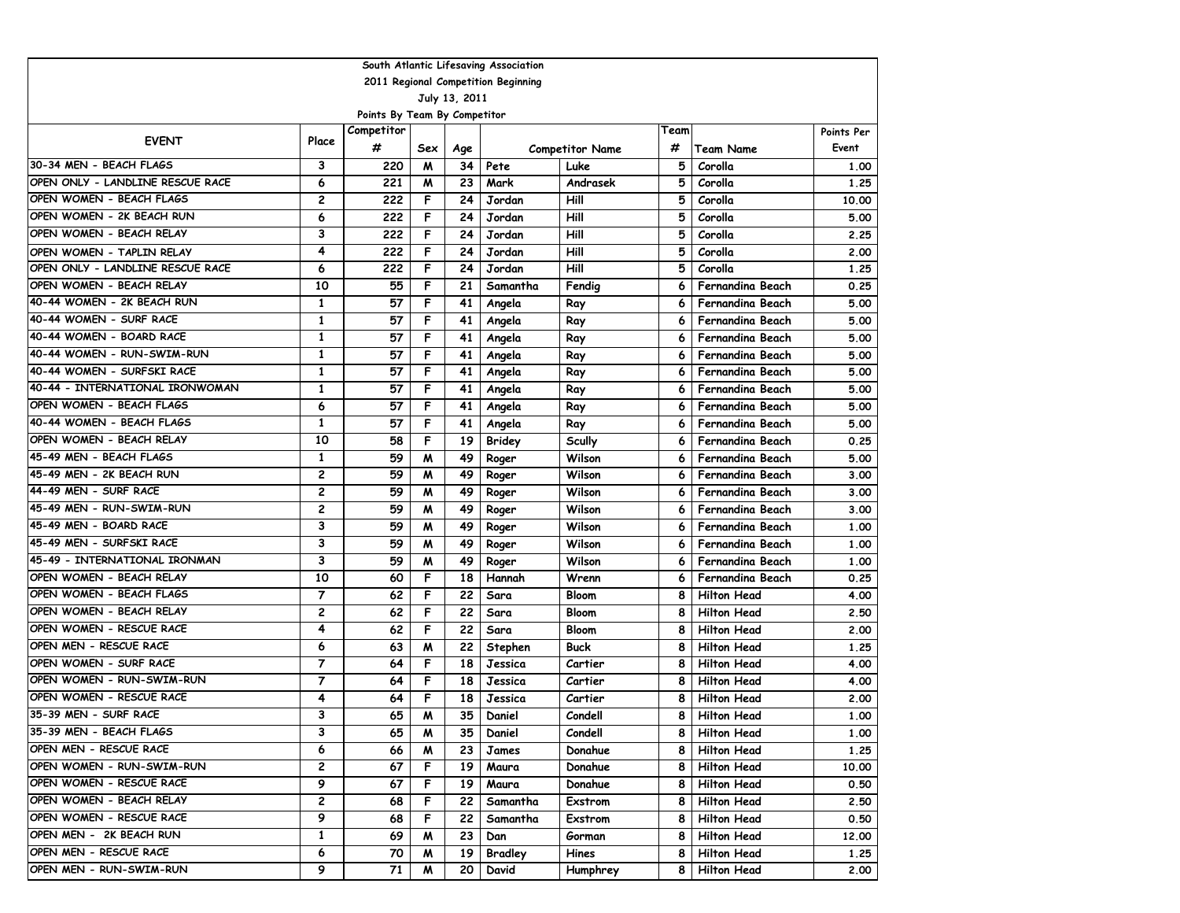South Atlantic Lifesaving Association

2011 Regional Competition Beginning

July 13, 2011

Points By Team By Competitor

| EVENT | Place | Competitor # | Sex | Age | Competitor Name | | Team # | Team Name | Points Per Event |
|---|---|---|---|---|---|---|---|---|---|
| 30-34 MEN - BEACH FLAGS | 3 | 220 | M | 34 | Pete | Luke | 5 | Corolla | 1.00 |
| OPEN ONLY - LANDLINE RESCUE RACE | 6 | 221 | M | 23 | Mark | Andrasek | 5 | Corolla | 1.25 |
| OPEN WOMEN - BEACH FLAGS | 2 | 222 | F | 24 | Jordan | Hill | 5 | Corolla | 10.00 |
| OPEN WOMEN - 2K BEACH RUN | 6 | 222 | F | 24 | Jordan | Hill | 5 | Corolla | 5.00 |
| OPEN WOMEN - BEACH RELAY | 3 | 222 | F | 24 | Jordan | Hill | 5 | Corolla | 2.25 |
| OPEN WOMEN - TAPLIN RELAY | 4 | 222 | F | 24 | Jordan | Hill | 5 | Corolla | 2.00 |
| OPEN ONLY - LANDLINE RESCUE RACE | 6 | 222 | F | 24 | Jordan | Hill | 5 | Corolla | 1.25 |
| OPEN WOMEN - BEACH RELAY | 10 | 55 | F | 21 | Samantha | Fendig | 6 | Fernandina Beach | 0.25 |
| 40-44 WOMEN - 2K BEACH RUN | 1 | 57 | F | 41 | Angela | Ray | 6 | Fernandina Beach | 5.00 |
| 40-44 WOMEN - SURF RACE | 1 | 57 | F | 41 | Angela | Ray | 6 | Fernandina Beach | 5.00 |
| 40-44 WOMEN - BOARD RACE | 1 | 57 | F | 41 | Angela | Ray | 6 | Fernandina Beach | 5.00 |
| 40-44 WOMEN - RUN-SWIM-RUN | 1 | 57 | F | 41 | Angela | Ray | 6 | Fernandina Beach | 5.00 |
| 40-44 WOMEN - SURFSKI RACE | 1 | 57 | F | 41 | Angela | Ray | 6 | Fernandina Beach | 5.00 |
| 40-44 - INTERNATIONAL IRONWOMAN | 1 | 57 | F | 41 | Angela | Ray | 6 | Fernandina Beach | 5.00 |
| OPEN WOMEN - BEACH FLAGS | 6 | 57 | F | 41 | Angela | Ray | 6 | Fernandina Beach | 5.00 |
| 40-44 WOMEN - BEACH FLAGS | 1 | 57 | F | 41 | Angela | Ray | 6 | Fernandina Beach | 5.00 |
| OPEN WOMEN - BEACH RELAY | 10 | 58 | F | 19 | Bridey | Scully | 6 | Fernandina Beach | 0.25 |
| 45-49 MEN - BEACH FLAGS | 1 | 59 | M | 49 | Roger | Wilson | 6 | Fernandina Beach | 5.00 |
| 45-49 MEN - 2K BEACH RUN | 2 | 59 | M | 49 | Roger | Wilson | 6 | Fernandina Beach | 3.00 |
| 44-49 MEN - SURF RACE | 2 | 59 | M | 49 | Roger | Wilson | 6 | Fernandina Beach | 3.00 |
| 45-49 MEN - RUN-SWIM-RUN | 2 | 59 | M | 49 | Roger | Wilson | 6 | Fernandina Beach | 3.00 |
| 45-49 MEN - BOARD RACE | 3 | 59 | M | 49 | Roger | Wilson | 6 | Fernandina Beach | 1.00 |
| 45-49 MEN - SURFSKI RACE | 3 | 59 | M | 49 | Roger | Wilson | 6 | Fernandina Beach | 1.00 |
| 45-49 - INTERNATIONAL IRONMAN | 3 | 59 | M | 49 | Roger | Wilson | 6 | Fernandina Beach | 1.00 |
| OPEN WOMEN - BEACH RELAY | 10 | 60 | F | 18 | Hannah | Wrenn | 6 | Fernandina Beach | 0.25 |
| OPEN WOMEN - BEACH FLAGS | 7 | 62 | F | 22 | Sara | Bloom | 8 | Hilton Head | 4.00 |
| OPEN WOMEN - BEACH RELAY | 2 | 62 | F | 22 | Sara | Bloom | 8 | Hilton Head | 2.50 |
| OPEN WOMEN - RESCUE RACE | 4 | 62 | F | 22 | Sara | Bloom | 8 | Hilton Head | 2.00 |
| OPEN MEN - RESCUE RACE | 6 | 63 | M | 22 | Stephen | Buck | 8 | Hilton Head | 1.25 |
| OPEN WOMEN - SURF RACE | 7 | 64 | F | 18 | Jessica | Cartier | 8 | Hilton Head | 4.00 |
| OPEN WOMEN - RUN-SWIM-RUN | 7 | 64 | F | 18 | Jessica | Cartier | 8 | Hilton Head | 4.00 |
| OPEN WOMEN - RESCUE RACE | 4 | 64 | F | 18 | Jessica | Cartier | 8 | Hilton Head | 2.00 |
| 35-39 MEN - SURF RACE | 3 | 65 | M | 35 | Daniel | Condell | 8 | Hilton Head | 1.00 |
| 35-39 MEN - BEACH FLAGS | 3 | 65 | M | 35 | Daniel | Condell | 8 | Hilton Head | 1.00 |
| OPEN MEN - RESCUE RACE | 6 | 66 | M | 23 | James | Donahue | 8 | Hilton Head | 1.25 |
| OPEN WOMEN - RUN-SWIM-RUN | 2 | 67 | F | 19 | Maura | Donahue | 8 | Hilton Head | 10.00 |
| OPEN WOMEN - RESCUE RACE | 9 | 67 | F | 19 | Maura | Donahue | 8 | Hilton Head | 0.50 |
| OPEN WOMEN - BEACH RELAY | 2 | 68 | F | 22 | Samantha | Exstrom | 8 | Hilton Head | 2.50 |
| OPEN WOMEN - RESCUE RACE | 9 | 68 | F | 22 | Samantha | Exstrom | 8 | Hilton Head | 0.50 |
| OPEN MEN - 2K BEACH RUN | 1 | 69 | M | 23 | Dan | Gorman | 8 | Hilton Head | 12.00 |
| OPEN MEN - RESCUE RACE | 6 | 70 | M | 19 | Bradley | Hines | 8 | Hilton Head | 1.25 |
| OPEN MEN - RUN-SWIM-RUN | 9 | 71 | M | 20 | David | Humphrey | 8 | Hilton Head | 2.00 |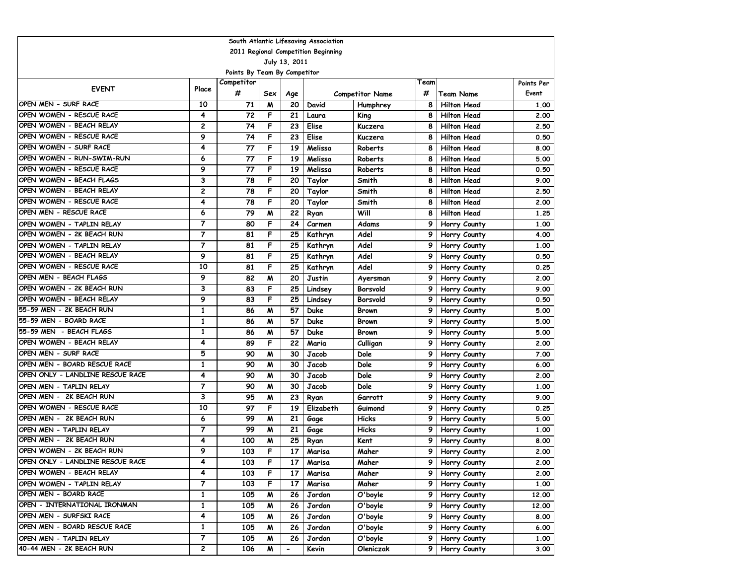South Atlantic Lifesaving Association

2011 Regional Competition Beginning

July 13, 2011

Points By Team By Competitor

| EVENT | Place | Competitor # | Sex | Age | Competitor Name | | Team # | Team Name | Points Per Event |
|---|---|---|---|---|---|---|---|---|---|
| OPEN MEN - SURF RACE | 10 | 71 | M | 20 | David | Humphrey | 8 | Hilton Head | 1.00 |
| OPEN WOMEN - RESCUE RACE | 4 | 72 | F | 21 | Laura | King | 8 | Hilton Head | 2.00 |
| OPEN WOMEN - BEACH RELAY | 2 | 74 | F | 23 | Elise | Kuczera | 8 | Hilton Head | 2.50 |
| OPEN WOMEN - RESCUE RACE | 9 | 74 | F | 23 | Elise | Kuczera | 8 | Hilton Head | 0.50 |
| OPEN WOMEN - SURF RACE | 4 | 77 | F | 19 | Melissa | Roberts | 8 | Hilton Head | 8.00 |
| OPEN WOMEN - RUN-SWIM-RUN | 6 | 77 | F | 19 | Melissa | Roberts | 8 | Hilton Head | 5.00 |
| OPEN WOMEN - RESCUE RACE | 9 | 77 | F | 19 | Melissa | Roberts | 8 | Hilton Head | 0.50 |
| OPEN WOMEN - BEACH FLAGS | 3 | 78 | F | 20 | Taylor | Smith | 8 | Hilton Head | 9.00 |
| OPEN WOMEN - BEACH RELAY | 2 | 78 | F | 20 | Taylor | Smith | 8 | Hilton Head | 2.50 |
| OPEN WOMEN - RESCUE RACE | 4 | 78 | F | 20 | Taylor | Smith | 8 | Hilton Head | 2.00 |
| OPEN MEN - RESCUE RACE | 6 | 79 | M | 22 | Ryan | Will | 8 | Hilton Head | 1.25 |
| OPEN WOMEN - TAPLIN RELAY | 7 | 80 | F | 24 | Carmen | Adams | 9 | Horry County | 1.00 |
| OPEN WOMEN - 2K BEACH RUN | 7 | 81 | F | 25 | Kathryn | Adel | 9 | Horry County | 4.00 |
| OPEN WOMEN - TAPLIN RELAY | 7 | 81 | F | 25 | Kathryn | Adel | 9 | Horry County | 1.00 |
| OPEN WOMEN - BEACH RELAY | 9 | 81 | F | 25 | Kathryn | Adel | 9 | Horry County | 0.50 |
| OPEN WOMEN - RESCUE RACE | 10 | 81 | F | 25 | Kathryn | Adel | 9 | Horry County | 0.25 |
| OPEN MEN - BEACH FLAGS | 9 | 82 | M | 20 | Justin | Ayersman | 9 | Horry County | 2.00 |
| OPEN WOMEN - 2K BEACH RUN | 3 | 83 | F | 25 | Lindsey | Borsvold | 9 | Horry County | 9.00 |
| OPEN WOMEN - BEACH RELAY | 9 | 83 | F | 25 | Lindsey | Borsvold | 9 | Horry County | 0.50 |
| 55-59 MEN - 2K BEACH RUN | 1 | 86 | M | 57 | Duke | Brown | 9 | Horry County | 5.00 |
| 55-59 MEN - BOARD RACE | 1 | 86 | M | 57 | Duke | Brown | 9 | Horry County | 5.00 |
| 55-59 MEN - BEACH FLAGS | 1 | 86 | M | 57 | Duke | Brown | 9 | Horry County | 5.00 |
| OPEN WOMEN - BEACH RELAY | 4 | 89 | F | 22 | Maria | Culligan | 9 | Horry County | 2.00 |
| OPEN MEN - SURF RACE | 5 | 90 | M | 30 | Jacob | Dole | 9 | Horry County | 7.00 |
| OPEN MEN - BOARD RESCUE RACE | 1 | 90 | M | 30 | Jacob | Dole | 9 | Horry County | 6.00 |
| OPEN ONLY - LANDLINE RESCUE RACE | 4 | 90 | M | 30 | Jacob | Dole | 9 | Horry County | 2.00 |
| OPEN MEN - TAPLIN RELAY | 7 | 90 | M | 30 | Jacob | Dole | 9 | Horry County | 1.00 |
| OPEN MEN - 2K BEACH RUN | 3 | 95 | M | 23 | Ryan | Garrott | 9 | Horry County | 9.00 |
| OPEN WOMEN - RESCUE RACE | 10 | 97 | F | 19 | Elizabeth | Guimond | 9 | Horry County | 0.25 |
| OPEN MEN - 2K BEACH RUN | 6 | 99 | M | 21 | Gage | Hicks | 9 | Horry County | 5.00 |
| OPEN MEN - TAPLIN RELAY | 7 | 99 | M | 21 | Gage | Hicks | 9 | Horry County | 1.00 |
| OPEN MEN - 2K BEACH RUN | 4 | 100 | M | 25 | Ryan | Kent | 9 | Horry County | 8.00 |
| OPEN WOMEN - 2K BEACH RUN | 9 | 103 | F | 17 | Marisa | Maher | 9 | Horry County | 2.00 |
| OPEN ONLY - LANDLINE RESCUE RACE | 4 | 103 | F | 17 | Marisa | Maher | 9 | Horry County | 2.00 |
| OPEN WOMEN - BEACH RELAY | 4 | 103 | F | 17 | Marisa | Maher | 9 | Horry County | 2.00 |
| OPEN WOMEN - TAPLIN RELAY | 7 | 103 | F | 17 | Marisa | Maher | 9 | Horry County | 1.00 |
| OPEN MEN - BOARD RACE | 1 | 105 | M | 26 | Jordon | O'boyle | 9 | Horry County | 12.00 |
| OPEN - INTERNATIONAL IRONMAN | 1 | 105 | M | 26 | Jordon | O'boyle | 9 | Horry County | 12.00 |
| OPEN MEN - SURFSKI RACE | 4 | 105 | M | 26 | Jordon | O'boyle | 9 | Horry County | 8.00 |
| OPEN MEN - BOARD RESCUE RACE | 1 | 105 | M | 26 | Jordon | O'boyle | 9 | Horry County | 6.00 |
| OPEN MEN - TAPLIN RELAY | 7 | 105 | M | 26 | Jordon | O'boyle | 9 | Horry County | 1.00 |
| 40-44 MEN - 2K BEACH RUN | 2 | 106 | M | - | Kevin | Oleniczak | 9 | Horry County | 3.00 |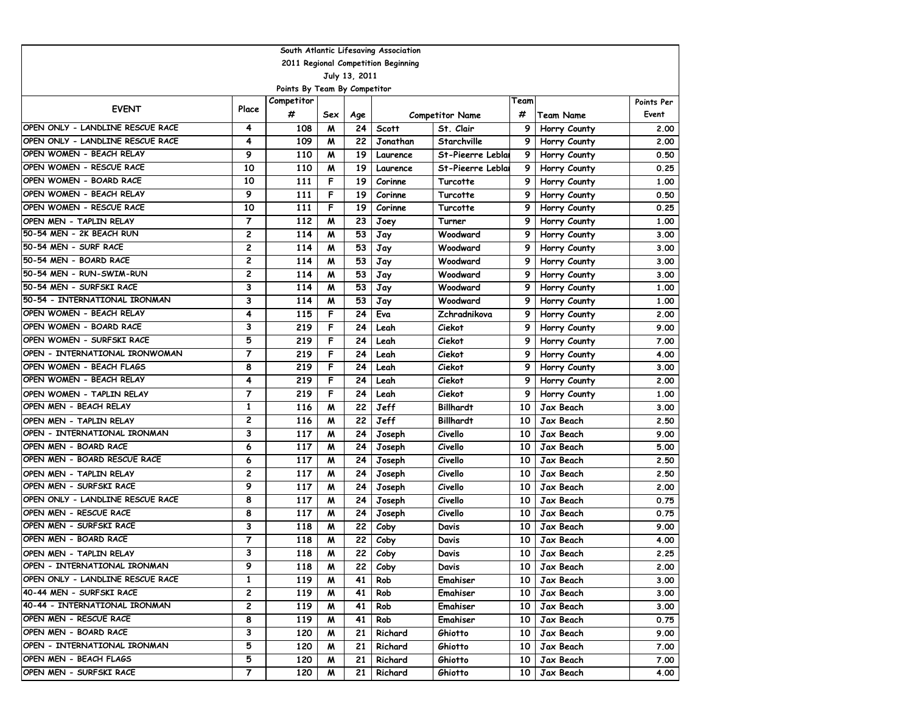South Atlantic Lifesaving Association

2011 Regional Competition Beginning

July 13, 2011

Points By Team By Competitor

| EVENT | Place | Competitor # | Sex | Age | Competitor Name | | Team # | Team Name | Points Per Event |
|---|---|---|---|---|---|---|---|---|---|
| OPEN ONLY - LANDLINE RESCUE RACE | 4 | 108 | M | 24 | Scott | St. Clair | 9 | Horry County | 2.00 |
| OPEN ONLY - LANDLINE RESCUE RACE | 4 | 109 | M | 22 | Jonathan | Starchville | 9 | Horry County | 2.00 |
| OPEN WOMEN - BEACH RELAY | 9 | 110 | M | 19 | Laurence | St-Pieerre Leblai | 9 | Horry County | 0.50 |
| OPEN WOMEN - RESCUE RACE | 10 | 110 | M | 19 | Laurence | St-Pieerre Leblai | 9 | Horry County | 0.25 |
| OPEN WOMEN - BOARD RACE | 10 | 111 | F | 19 | Corinne | Turcotte | 9 | Horry County | 1.00 |
| OPEN WOMEN - BEACH RELAY | 9 | 111 | F | 19 | Corinne | Turcotte | 9 | Horry County | 0.50 |
| OPEN WOMEN - RESCUE RACE | 10 | 111 | F | 19 | Corinne | Turcotte | 9 | Horry County | 0.25 |
| OPEN MEN - TAPLIN RELAY | 7 | 112 | M | 23 | Joey | Turner | 9 | Horry County | 1.00 |
| 50-54 MEN - 2K BEACH RUN | 2 | 114 | M | 53 | Jay | Woodward | 9 | Horry County | 3.00 |
| 50-54 MEN - SURF RACE | 2 | 114 | M | 53 | Jay | Woodward | 9 | Horry County | 3.00 |
| 50-54 MEN - BOARD RACE | 2 | 114 | M | 53 | Jay | Woodward | 9 | Horry County | 3.00 |
| 50-54 MEN - RUN-SWIM-RUN | 2 | 114 | M | 53 | Jay | Woodward | 9 | Horry County | 3.00 |
| 50-54 MEN - SURFSKI RACE | 3 | 114 | M | 53 | Jay | Woodward | 9 | Horry County | 1.00 |
| 50-54 - INTERNATIONAL IRONMAN | 3 | 114 | M | 53 | Jay | Woodward | 9 | Horry County | 1.00 |
| OPEN WOMEN - BEACH RELAY | 4 | 115 | F | 24 | Eva | Zchradnikova | 9 | Horry County | 2.00 |
| OPEN WOMEN - BOARD RACE | 3 | 219 | F | 24 | Leah | Ciekot | 9 | Horry County | 9.00 |
| OPEN WOMEN - SURFSKI RACE | 5 | 219 | F | 24 | Leah | Ciekot | 9 | Horry County | 7.00 |
| OPEN - INTERNATIONAL IRONWOMAN | 7 | 219 | F | 24 | Leah | Ciekot | 9 | Horry County | 4.00 |
| OPEN WOMEN - BEACH FLAGS | 8 | 219 | F | 24 | Leah | Ciekot | 9 | Horry County | 3.00 |
| OPEN WOMEN - BEACH RELAY | 4 | 219 | F | 24 | Leah | Ciekot | 9 | Horry County | 2.00 |
| OPEN WOMEN - TAPLIN RELAY | 7 | 219 | F | 24 | Leah | Ciekot | 9 | Horry County | 1.00 |
| OPEN MEN - BEACH RELAY | 1 | 116 | M | 22 | Jeff | Billhardt | 10 | Jax Beach | 3.00 |
| OPEN MEN - TAPLIN RELAY | 2 | 116 | M | 22 | Jeff | Billhardt | 10 | Jax Beach | 2.50 |
| OPEN - INTERNATIONAL IRONMAN | 3 | 117 | M | 24 | Joseph | Civello | 10 | Jax Beach | 9.00 |
| OPEN MEN - BOARD RACE | 6 | 117 | M | 24 | Joseph | Civello | 10 | Jax Beach | 5.00 |
| OPEN MEN - BOARD RESCUE RACE | 6 | 117 | M | 24 | Joseph | Civello | 10 | Jax Beach | 2.50 |
| OPEN MEN - TAPLIN RELAY | 2 | 117 | M | 24 | Joseph | Civello | 10 | Jax Beach | 2.50 |
| OPEN MEN - SURFSKI RACE | 9 | 117 | M | 24 | Joseph | Civello | 10 | Jax Beach | 2.00 |
| OPEN ONLY - LANDLINE RESCUE RACE | 8 | 117 | M | 24 | Joseph | Civello | 10 | Jax Beach | 0.75 |
| OPEN MEN - RESCUE RACE | 8 | 117 | M | 24 | Joseph | Civello | 10 | Jax Beach | 0.75 |
| OPEN MEN - SURFSKI RACE | 3 | 118 | M | 22 | Coby | Davis | 10 | Jax Beach | 9.00 |
| OPEN MEN - BOARD RACE | 7 | 118 | M | 22 | Coby | Davis | 10 | Jax Beach | 4.00 |
| OPEN MEN - TAPLIN RELAY | 3 | 118 | M | 22 | Coby | Davis | 10 | Jax Beach | 2.25 |
| OPEN - INTERNATIONAL IRONMAN | 9 | 118 | M | 22 | Coby | Davis | 10 | Jax Beach | 2.00 |
| OPEN ONLY - LANDLINE RESCUE RACE | 1 | 119 | M | 41 | Rob | Emahiser | 10 | Jax Beach | 3.00 |
| 40-44 MEN - SURFSKI RACE | 2 | 119 | M | 41 | Rob | Emahiser | 10 | Jax Beach | 3.00 |
| 40-44 - INTERNATIONAL IRONMAN | 2 | 119 | M | 41 | Rob | Emahiser | 10 | Jax Beach | 3.00 |
| OPEN MEN - RESCUE RACE | 8 | 119 | M | 41 | Rob | Emahiser | 10 | Jax Beach | 0.75 |
| OPEN MEN - BOARD RACE | 3 | 120 | M | 21 | Richard | Ghiotto | 10 | Jax Beach | 9.00 |
| OPEN - INTERNATIONAL IRONMAN | 5 | 120 | M | 21 | Richard | Ghiotto | 10 | Jax Beach | 7.00 |
| OPEN MEN - BEACH FLAGS | 5 | 120 | M | 21 | Richard | Ghiotto | 10 | Jax Beach | 7.00 |
| OPEN MEN - SURFSKI RACE | 7 | 120 | M | 21 | Richard | Ghiotto | 10 | Jax Beach | 4.00 |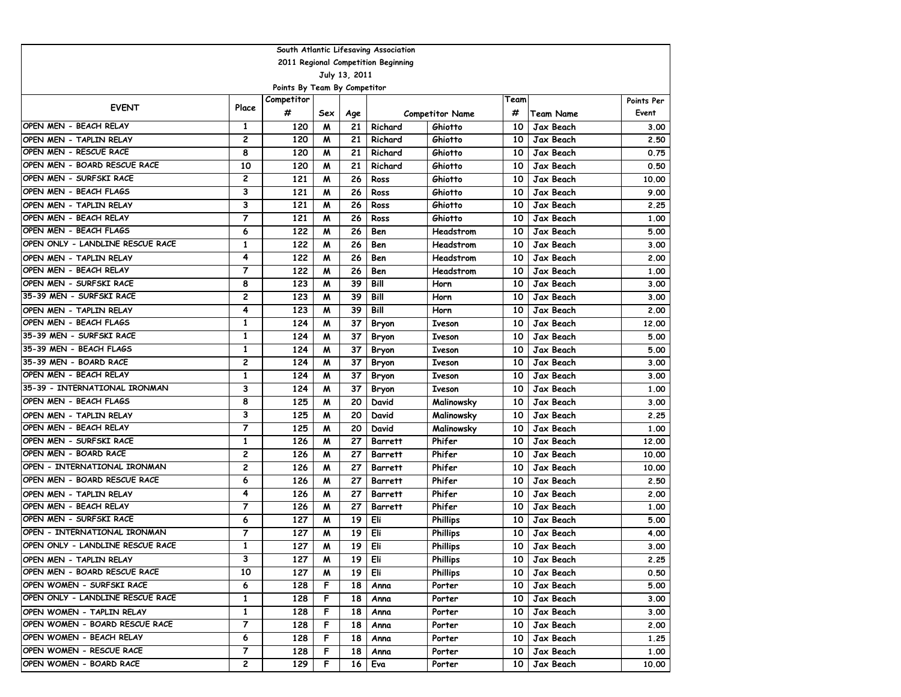South Atlantic Lifesaving Association

2011 Regional Competition Beginning

July 13, 2011

Points By Team By Competitor

| EVENT | Place | Competitor # | Sex | Age | Competitor Name | | Team # | Team Name | Points Per Event |
|---|---|---|---|---|---|---|---|---|---|
| OPEN MEN - BEACH RELAY | 1 | 120 | M | 21 | Richard | Ghiotto | 10 | Jax Beach | 3.00 |
| OPEN MEN - TAPLIN RELAY | 2 | 120 | M | 21 | Richard | Ghiotto | 10 | Jax Beach | 2.50 |
| OPEN MEN - RESCUE RACE | 8 | 120 | M | 21 | Richard | Ghiotto | 10 | Jax Beach | 0.75 |
| OPEN MEN - BOARD RESCUE RACE | 10 | 120 | M | 21 | Richard | Ghiotto | 10 | Jax Beach | 0.50 |
| OPEN MEN - SURFSKI RACE | 2 | 121 | M | 26 | Ross | Ghiotto | 10 | Jax Beach | 10.00 |
| OPEN MEN - BEACH FLAGS | 3 | 121 | M | 26 | Ross | Ghiotto | 10 | Jax Beach | 9.00 |
| OPEN MEN - TAPLIN RELAY | 3 | 121 | M | 26 | Ross | Ghiotto | 10 | Jax Beach | 2.25 |
| OPEN MEN - BEACH RELAY | 7 | 121 | M | 26 | Ross | Ghiotto | 10 | Jax Beach | 1.00 |
| OPEN MEN - BEACH FLAGS | 6 | 122 | M | 26 | Ben | Headstrom | 10 | Jax Beach | 5.00 |
| OPEN ONLY - LANDLINE RESCUE RACE | 1 | 122 | M | 26 | Ben | Headstrom | 10 | Jax Beach | 3.00 |
| OPEN MEN - TAPLIN RELAY | 4 | 122 | M | 26 | Ben | Headstrom | 10 | Jax Beach | 2.00 |
| OPEN MEN - BEACH RELAY | 7 | 122 | M | 26 | Ben | Headstrom | 10 | Jax Beach | 1.00 |
| OPEN MEN - SURFSKI RACE | 8 | 123 | M | 39 | Bill | Horn | 10 | Jax Beach | 3.00 |
| 35-39 MEN - SURFSKI RACE | 2 | 123 | M | 39 | Bill | Horn | 10 | Jax Beach | 3.00 |
| OPEN MEN - TAPLIN RELAY | 4 | 123 | M | 39 | Bill | Horn | 10 | Jax Beach | 2.00 |
| OPEN MEN - BEACH FLAGS | 1 | 124 | M | 37 | Bryon | Iveson | 10 | Jax Beach | 12.00 |
| 35-39 MEN - SURFSKI RACE | 1 | 124 | M | 37 | Bryon | Iveson | 10 | Jax Beach | 5.00 |
| 35-39 MEN - BEACH FLAGS | 1 | 124 | M | 37 | Bryon | Iveson | 10 | Jax Beach | 5.00 |
| 35-39 MEN - BOARD RACE | 2 | 124 | M | 37 | Bryon | Iveson | 10 | Jax Beach | 3.00 |
| OPEN MEN - BEACH RELAY | 1 | 124 | M | 37 | Bryon | Iveson | 10 | Jax Beach | 3.00 |
| 35-39 - INTERNATIONAL IRONMAN | 3 | 124 | M | 37 | Bryon | Iveson | 10 | Jax Beach | 1.00 |
| OPEN MEN - BEACH FLAGS | 8 | 125 | M | 20 | David | Malinowsky | 10 | Jax Beach | 3.00 |
| OPEN MEN - TAPLIN RELAY | 3 | 125 | M | 20 | David | Malinowsky | 10 | Jax Beach | 2.25 |
| OPEN MEN - BEACH RELAY | 7 | 125 | M | 20 | David | Malinowsky | 10 | Jax Beach | 1.00 |
| OPEN MEN - SURFSKI RACE | 1 | 126 | M | 27 | Barrett | Phifer | 10 | Jax Beach | 12.00 |
| OPEN MEN - BOARD RACE | 2 | 126 | M | 27 | Barrett | Phifer | 10 | Jax Beach | 10.00 |
| OPEN - INTERNATIONAL IRONMAN | 2 | 126 | M | 27 | Barrett | Phifer | 10 | Jax Beach | 10.00 |
| OPEN MEN - BOARD RESCUE RACE | 6 | 126 | M | 27 | Barrett | Phifer | 10 | Jax Beach | 2.50 |
| OPEN MEN - TAPLIN RELAY | 4 | 126 | M | 27 | Barrett | Phifer | 10 | Jax Beach | 2.00 |
| OPEN MEN - BEACH RELAY | 7 | 126 | M | 27 | Barrett | Phifer | 10 | Jax Beach | 1.00 |
| OPEN MEN - SURFSKI RACE | 6 | 127 | M | 19 | Eli | Phillips | 10 | Jax Beach | 5.00 |
| OPEN - INTERNATIONAL IRONMAN | 7 | 127 | M | 19 | Eli | Phillips | 10 | Jax Beach | 4.00 |
| OPEN ONLY - LANDLINE RESCUE RACE | 1 | 127 | M | 19 | Eli | Phillips | 10 | Jax Beach | 3.00 |
| OPEN MEN - TAPLIN RELAY | 3 | 127 | M | 19 | Eli | Phillips | 10 | Jax Beach | 2.25 |
| OPEN MEN - BOARD RESCUE RACE | 10 | 127 | M | 19 | Eli | Phillips | 10 | Jax Beach | 0.50 |
| OPEN WOMEN - SURFSKI RACE | 6 | 128 | F | 18 | Anna | Porter | 10 | Jax Beach | 5.00 |
| OPEN ONLY - LANDLINE RESCUE RACE | 1 | 128 | F | 18 | Anna | Porter | 10 | Jax Beach | 3.00 |
| OPEN WOMEN - TAPLIN RELAY | 1 | 128 | F | 18 | Anna | Porter | 10 | Jax Beach | 3.00 |
| OPEN WOMEN - BOARD RESCUE RACE | 7 | 128 | F | 18 | Anna | Porter | 10 | Jax Beach | 2.00 |
| OPEN WOMEN - BEACH RELAY | 6 | 128 | F | 18 | Anna | Porter | 10 | Jax Beach | 1.25 |
| OPEN WOMEN - RESCUE RACE | 7 | 128 | F | 18 | Anna | Porter | 10 | Jax Beach | 1.00 |
| OPEN WOMEN - BOARD RACE | 2 | 129 | F | 16 | Eva | Porter | 10 | Jax Beach | 10.00 |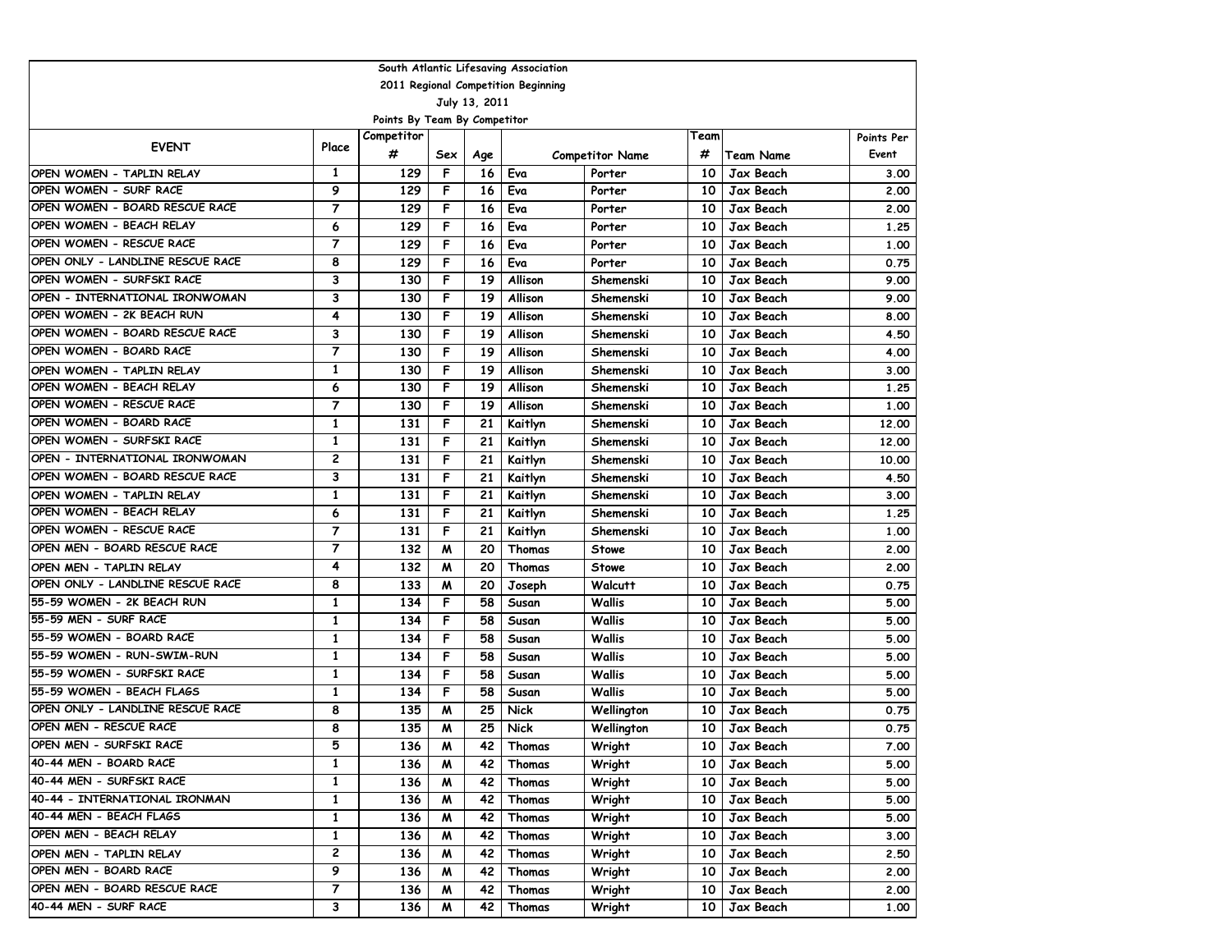South Atlantic Lifesaving Association

2011 Regional Competition Beginning

July 13, 2011

Points By Team By Competitor

| EVENT | Place | Competitor # | Sex | Age | Competitor Name | | Team # | Team Name | Points Per Event |
|---|---|---|---|---|---|---|---|---|---|
| OPEN WOMEN - TAPLIN RELAY | 1 | 129 | F | 16 | Eva | Porter | 10 | Jax Beach | 3.00 |
| OPEN WOMEN - SURF RACE | 9 | 129 | F | 16 | Eva | Porter | 10 | Jax Beach | 2.00 |
| OPEN WOMEN - BOARD RESCUE RACE | 7 | 129 | F | 16 | Eva | Porter | 10 | Jax Beach | 2.00 |
| OPEN WOMEN - BEACH RELAY | 6 | 129 | F | 16 | Eva | Porter | 10 | Jax Beach | 1.25 |
| OPEN WOMEN - RESCUE RACE | 7 | 129 | F | 16 | Eva | Porter | 10 | Jax Beach | 1.00 |
| OPEN ONLY - LANDLINE RESCUE RACE | 8 | 129 | F | 16 | Eva | Porter | 10 | Jax Beach | 0.75 |
| OPEN WOMEN - SURFSKI RACE | 3 | 130 | F | 19 | Allison | Shemenski | 10 | Jax Beach | 9.00 |
| OPEN - INTERNATIONAL IRONWOMAN | 3 | 130 | F | 19 | Allison | Shemenski | 10 | Jax Beach | 9.00 |
| OPEN WOMEN - 2K BEACH RUN | 4 | 130 | F | 19 | Allison | Shemenski | 10 | Jax Beach | 8.00 |
| OPEN WOMEN - BOARD RESCUE RACE | 3 | 130 | F | 19 | Allison | Shemenski | 10 | Jax Beach | 4.50 |
| OPEN WOMEN - BOARD RACE | 7 | 130 | F | 19 | Allison | Shemenski | 10 | Jax Beach | 4.00 |
| OPEN WOMEN - TAPLIN RELAY | 1 | 130 | F | 19 | Allison | Shemenski | 10 | Jax Beach | 3.00 |
| OPEN WOMEN - BEACH RELAY | 6 | 130 | F | 19 | Allison | Shemenski | 10 | Jax Beach | 1.25 |
| OPEN WOMEN - RESCUE RACE | 7 | 130 | F | 19 | Allison | Shemenski | 10 | Jax Beach | 1.00 |
| OPEN WOMEN - BOARD RACE | 1 | 131 | F | 21 | Kaitlyn | Shemenski | 10 | Jax Beach | 12.00 |
| OPEN WOMEN - SURFSKI RACE | 1 | 131 | F | 21 | Kaitlyn | Shemenski | 10 | Jax Beach | 12.00 |
| OPEN - INTERNATIONAL IRONWOMAN | 2 | 131 | F | 21 | Kaitlyn | Shemenski | 10 | Jax Beach | 10.00 |
| OPEN WOMEN - BOARD RESCUE RACE | 3 | 131 | F | 21 | Kaitlyn | Shemenski | 10 | Jax Beach | 4.50 |
| OPEN WOMEN - TAPLIN RELAY | 1 | 131 | F | 21 | Kaitlyn | Shemenski | 10 | Jax Beach | 3.00 |
| OPEN WOMEN - BEACH RELAY | 6 | 131 | F | 21 | Kaitlyn | Shemenski | 10 | Jax Beach | 1.25 |
| OPEN WOMEN - RESCUE RACE | 7 | 131 | F | 21 | Kaitlyn | Shemenski | 10 | Jax Beach | 1.00 |
| OPEN MEN - BOARD RESCUE RACE | 7 | 132 | M | 20 | Thomas | Stowe | 10 | Jax Beach | 2.00 |
| OPEN MEN - TAPLIN RELAY | 4 | 132 | M | 20 | Thomas | Stowe | 10 | Jax Beach | 2.00 |
| OPEN ONLY - LANDLINE RESCUE RACE | 8 | 133 | M | 20 | Joseph | Walcutt | 10 | Jax Beach | 0.75 |
| 55-59 WOMEN - 2K BEACH RUN | 1 | 134 | F | 58 | Susan | Wallis | 10 | Jax Beach | 5.00 |
| 55-59 MEN - SURF RACE | 1 | 134 | F | 58 | Susan | Wallis | 10 | Jax Beach | 5.00 |
| 55-59 WOMEN - BOARD RACE | 1 | 134 | F | 58 | Susan | Wallis | 10 | Jax Beach | 5.00 |
| 55-59 WOMEN - RUN-SWIM-RUN | 1 | 134 | F | 58 | Susan | Wallis | 10 | Jax Beach | 5.00 |
| 55-59 WOMEN - SURFSKI RACE | 1 | 134 | F | 58 | Susan | Wallis | 10 | Jax Beach | 5.00 |
| 55-59 WOMEN - BEACH FLAGS | 1 | 134 | F | 58 | Susan | Wallis | 10 | Jax Beach | 5.00 |
| OPEN ONLY - LANDLINE RESCUE RACE | 8 | 135 | M | 25 | Nick | Wellington | 10 | Jax Beach | 0.75 |
| OPEN MEN - RESCUE RACE | 8 | 135 | M | 25 | Nick | Wellington | 10 | Jax Beach | 0.75 |
| OPEN MEN - SURFSKI RACE | 5 | 136 | M | 42 | Thomas | Wright | 10 | Jax Beach | 7.00 |
| 40-44 MEN - BOARD RACE | 1 | 136 | M | 42 | Thomas | Wright | 10 | Jax Beach | 5.00 |
| 40-44 MEN - SURFSKI RACE | 1 | 136 | M | 42 | Thomas | Wright | 10 | Jax Beach | 5.00 |
| 40-44 - INTERNATIONAL IRONMAN | 1 | 136 | M | 42 | Thomas | Wright | 10 | Jax Beach | 5.00 |
| 40-44 MEN - BEACH FLAGS | 1 | 136 | M | 42 | Thomas | Wright | 10 | Jax Beach | 5.00 |
| OPEN MEN - BEACH RELAY | 1 | 136 | M | 42 | Thomas | Wright | 10 | Jax Beach | 3.00 |
| OPEN MEN - TAPLIN RELAY | 2 | 136 | M | 42 | Thomas | Wright | 10 | Jax Beach | 2.50 |
| OPEN MEN - BOARD RACE | 9 | 136 | M | 42 | Thomas | Wright | 10 | Jax Beach | 2.00 |
| OPEN MEN - BOARD RESCUE RACE | 7 | 136 | M | 42 | Thomas | Wright | 10 | Jax Beach | 2.00 |
| 40-44 MEN - SURF RACE | 3 | 136 | M | 42 | Thomas | Wright | 10 | Jax Beach | 1.00 |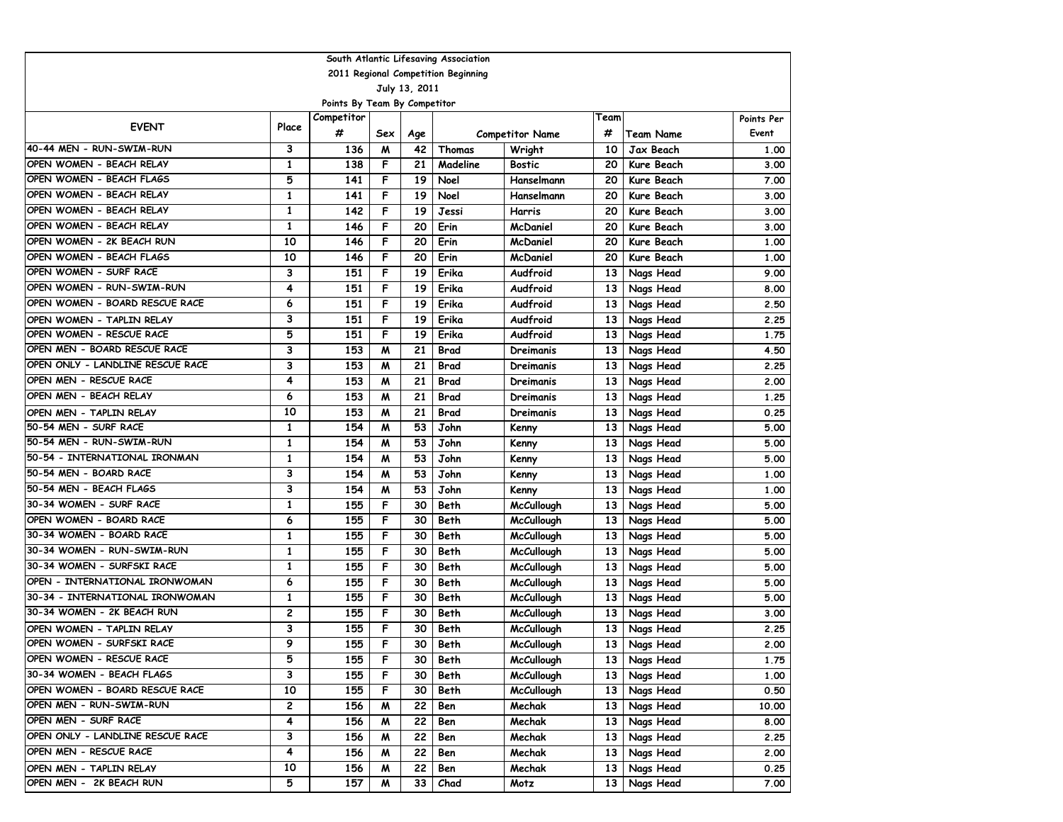South Atlantic Lifesaving Association

2011 Regional Competition Beginning

July 13, 2011

Points By Team By Competitor

| EVENT | Place | Competitor # | Sex | Age | Competitor Name | | Team # | Team Name | Points Per Event |
|---|---|---|---|---|---|---|---|---|---|
| 40-44 MEN - RUN-SWIM-RUN | 3 | 136 | M | 42 | Thomas | Wright | 10 | Jax Beach | 1.00 |
| OPEN WOMEN - BEACH RELAY | 1 | 138 | F | 21 | Madeline | Bostic | 20 | Kure Beach | 3.00 |
| OPEN WOMEN - BEACH FLAGS | 5 | 141 | F | 19 | Noel | Hanselmann | 20 | Kure Beach | 7.00 |
| OPEN WOMEN - BEACH RELAY | 1 | 141 | F | 19 | Noel | Hanselmann | 20 | Kure Beach | 3.00 |
| OPEN WOMEN - BEACH RELAY | 1 | 142 | F | 19 | Jessi | Harris | 20 | Kure Beach | 3.00 |
| OPEN WOMEN - BEACH RELAY | 1 | 146 | F | 20 | Erin | McDaniel | 20 | Kure Beach | 3.00 |
| OPEN WOMEN - 2K BEACH RUN | 10 | 146 | F | 20 | Erin | McDaniel | 20 | Kure Beach | 1.00 |
| OPEN WOMEN - BEACH FLAGS | 10 | 146 | F | 20 | Erin | McDaniel | 20 | Kure Beach | 1.00 |
| OPEN WOMEN - SURF RACE | 3 | 151 | F | 19 | Erika | Audfroid | 13 | Nags Head | 9.00 |
| OPEN WOMEN - RUN-SWIM-RUN | 4 | 151 | F | 19 | Erika | Audfroid | 13 | Nags Head | 8.00 |
| OPEN WOMEN - BOARD RESCUE RACE | 6 | 151 | F | 19 | Erika | Audfroid | 13 | Nags Head | 2.50 |
| OPEN WOMEN - TAPLIN RELAY | 3 | 151 | F | 19 | Erika | Audfroid | 13 | Nags Head | 2.25 |
| OPEN WOMEN - RESCUE RACE | 5 | 151 | F | 19 | Erika | Audfroid | 13 | Nags Head | 1.75 |
| OPEN MEN - BOARD RESCUE RACE | 3 | 153 | M | 21 | Brad | Dreimanis | 13 | Nags Head | 4.50 |
| OPEN ONLY - LANDLINE RESCUE RACE | 3 | 153 | M | 21 | Brad | Dreimanis | 13 | Nags Head | 2.25 |
| OPEN MEN - RESCUE RACE | 4 | 153 | M | 21 | Brad | Dreimanis | 13 | Nags Head | 2.00 |
| OPEN MEN - BEACH RELAY | 6 | 153 | M | 21 | Brad | Dreimanis | 13 | Nags Head | 1.25 |
| OPEN MEN - TAPLIN RELAY | 10 | 153 | M | 21 | Brad | Dreimanis | 13 | Nags Head | 0.25 |
| 50-54 MEN - SURF RACE | 1 | 154 | M | 53 | John | Kenny | 13 | Nags Head | 5.00 |
| 50-54 MEN - RUN-SWIM-RUN | 1 | 154 | M | 53 | John | Kenny | 13 | Nags Head | 5.00 |
| 50-54 - INTERNATIONAL IRONMAN | 1 | 154 | M | 53 | John | Kenny | 13 | Nags Head | 5.00 |
| 50-54 MEN - BOARD RACE | 3 | 154 | M | 53 | John | Kenny | 13 | Nags Head | 1.00 |
| 50-54 MEN - BEACH FLAGS | 3 | 154 | M | 53 | John | Kenny | 13 | Nags Head | 1.00 |
| 30-34 WOMEN - SURF RACE | 1 | 155 | F | 30 | Beth | McCullough | 13 | Nags Head | 5.00 |
| OPEN WOMEN - BOARD RACE | 6 | 155 | F | 30 | Beth | McCullough | 13 | Nags Head | 5.00 |
| 30-34 WOMEN - BOARD RACE | 1 | 155 | F | 30 | Beth | McCullough | 13 | Nags Head | 5.00 |
| 30-34 WOMEN - RUN-SWIM-RUN | 1 | 155 | F | 30 | Beth | McCullough | 13 | Nags Head | 5.00 |
| 30-34 WOMEN - SURFSKI RACE | 1 | 155 | F | 30 | Beth | McCullough | 13 | Nags Head | 5.00 |
| OPEN - INTERNATIONAL IRONWOMAN | 6 | 155 | F | 30 | Beth | McCullough | 13 | Nags Head | 5.00 |
| 30-34 - INTERNATIONAL IRONWOMAN | 1 | 155 | F | 30 | Beth | McCullough | 13 | Nags Head | 5.00 |
| 30-34 WOMEN - 2K BEACH RUN | 2 | 155 | F | 30 | Beth | McCullough | 13 | Nags Head | 3.00 |
| OPEN WOMEN - TAPLIN RELAY | 3 | 155 | F | 30 | Beth | McCullough | 13 | Nags Head | 2.25 |
| OPEN WOMEN - SURFSKI RACE | 9 | 155 | F | 30 | Beth | McCullough | 13 | Nags Head | 2.00 |
| OPEN WOMEN - RESCUE RACE | 5 | 155 | F | 30 | Beth | McCullough | 13 | Nags Head | 1.75 |
| 30-34 WOMEN - BEACH FLAGS | 3 | 155 | F | 30 | Beth | McCullough | 13 | Nags Head | 1.00 |
| OPEN WOMEN - BOARD RESCUE RACE | 10 | 155 | F | 30 | Beth | McCullough | 13 | Nags Head | 0.50 |
| OPEN MEN - RUN-SWIM-RUN | 2 | 156 | M | 22 | Ben | Mechak | 13 | Nags Head | 10.00 |
| OPEN MEN - SURF RACE | 4 | 156 | M | 22 | Ben | Mechak | 13 | Nags Head | 8.00 |
| OPEN ONLY - LANDLINE RESCUE RACE | 3 | 156 | M | 22 | Ben | Mechak | 13 | Nags Head | 2.25 |
| OPEN MEN - RESCUE RACE | 4 | 156 | M | 22 | Ben | Mechak | 13 | Nags Head | 2.00 |
| OPEN MEN - TAPLIN RELAY | 10 | 156 | M | 22 | Ben | Mechak | 13 | Nags Head | 0.25 |
| OPEN MEN - 2K BEACH RUN | 5 | 157 | M | 33 | Chad | Motz | 13 | Nags Head | 7.00 |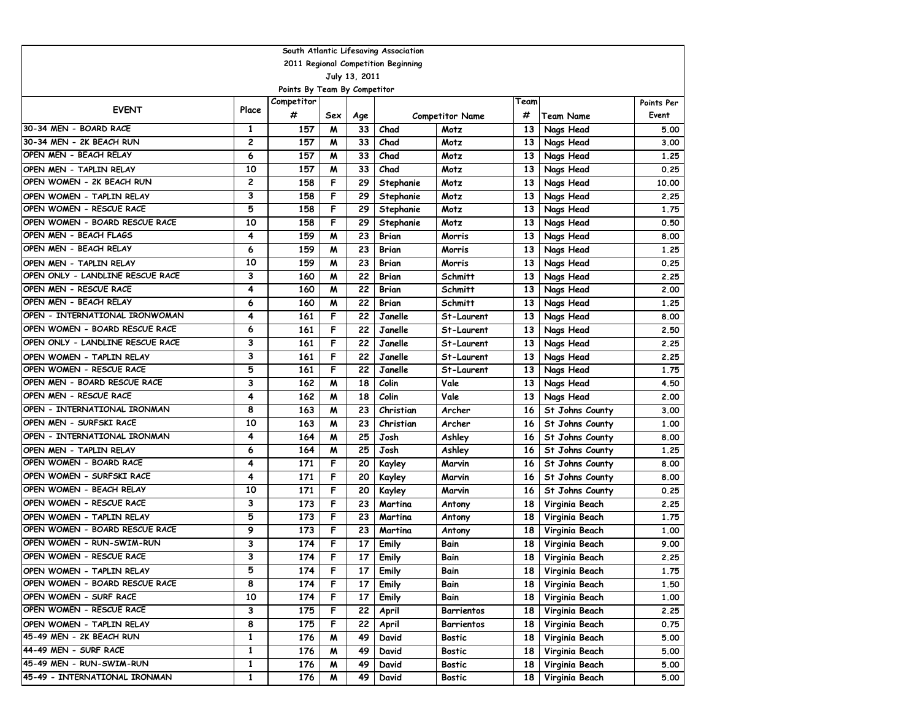South Atlantic Lifesaving Association

2011 Regional Competition Beginning

July 13, 2011

Points By Team By Competitor

| EVENT | Place | Competitor # | Sex | Age | Competitor Name | | Team # | Team Name | Points Per Event |
|---|---|---|---|---|---|---|---|---|---|
| 30-34 MEN - BOARD RACE | 1 | 157 | M | 33 | Chad | Motz | 13 | Nags Head | 5.00 |
| 30-34 MEN - 2K BEACH RUN | 2 | 157 | M | 33 | Chad | Motz | 13 | Nags Head | 3.00 |
| OPEN MEN - BEACH RELAY | 6 | 157 | M | 33 | Chad | Motz | 13 | Nags Head | 1.25 |
| OPEN MEN - TAPLIN RELAY | 10 | 157 | M | 33 | Chad | Motz | 13 | Nags Head | 0.25 |
| OPEN WOMEN - 2K BEACH RUN | 2 | 158 | F | 29 | Stephanie | Motz | 13 | Nags Head | 10.00 |
| OPEN WOMEN - TAPLIN RELAY | 3 | 158 | F | 29 | Stephanie | Motz | 13 | Nags Head | 2.25 |
| OPEN WOMEN - RESCUE RACE | 5 | 158 | F | 29 | Stephanie | Motz | 13 | Nags Head | 1.75 |
| OPEN WOMEN - BOARD RESCUE RACE | 10 | 158 | F | 29 | Stephanie | Motz | 13 | Nags Head | 0.50 |
| OPEN MEN - BEACH FLAGS | 4 | 159 | M | 23 | Brian | Morris | 13 | Nags Head | 8.00 |
| OPEN MEN - BEACH RELAY | 6 | 159 | M | 23 | Brian | Morris | 13 | Nags Head | 1.25 |
| OPEN MEN - TAPLIN RELAY | 10 | 159 | M | 23 | Brian | Morris | 13 | Nags Head | 0.25 |
| OPEN ONLY - LANDLINE RESCUE RACE | 3 | 160 | M | 22 | Brian | Schmitt | 13 | Nags Head | 2.25 |
| OPEN MEN - RESCUE RACE | 4 | 160 | M | 22 | Brian | Schmitt | 13 | Nags Head | 2.00 |
| OPEN MEN - BEACH RELAY | 6 | 160 | M | 22 | Brian | Schmitt | 13 | Nags Head | 1.25 |
| OPEN - INTERNATIONAL IRONWOMAN | 4 | 161 | F | 22 | Janelle | St-Laurent | 13 | Nags Head | 8.00 |
| OPEN WOMEN - BOARD RESCUE RACE | 6 | 161 | F | 22 | Janelle | St-Laurent | 13 | Nags Head | 2.50 |
| OPEN ONLY - LANDLINE RESCUE RACE | 3 | 161 | F | 22 | Janelle | St-Laurent | 13 | Nags Head | 2.25 |
| OPEN WOMEN - TAPLIN RELAY | 3 | 161 | F | 22 | Janelle | St-Laurent | 13 | Nags Head | 2.25 |
| OPEN WOMEN - RESCUE RACE | 5 | 161 | F | 22 | Janelle | St-Laurent | 13 | Nags Head | 1.75 |
| OPEN MEN - BOARD RESCUE RACE | 3 | 162 | M | 18 | Colin | Vale | 13 | Nags Head | 4.50 |
| OPEN MEN - RESCUE RACE | 4 | 162 | M | 18 | Colin | Vale | 13 | Nags Head | 2.00 |
| OPEN - INTERNATIONAL IRONMAN | 8 | 163 | M | 23 | Christian | Archer | 16 | St Johns County | 3.00 |
| OPEN MEN - SURFSKI RACE | 10 | 163 | M | 23 | Christian | Archer | 16 | St Johns County | 1.00 |
| OPEN - INTERNATIONAL IRONMAN | 4 | 164 | M | 25 | Josh | Ashley | 16 | St Johns County | 8.00 |
| OPEN MEN - TAPLIN RELAY | 6 | 164 | M | 25 | Josh | Ashley | 16 | St Johns County | 1.25 |
| OPEN WOMEN - BOARD RACE | 4 | 171 | F | 20 | Kayley | Marvin | 16 | St Johns County | 8.00 |
| OPEN WOMEN - SURFSKI RACE | 4 | 171 | F | 20 | Kayley | Marvin | 16 | St Johns County | 8.00 |
| OPEN WOMEN - BEACH RELAY | 10 | 171 | F | 20 | Kayley | Marvin | 16 | St Johns County | 0.25 |
| OPEN WOMEN - RESCUE RACE | 3 | 173 | F | 23 | Martina | Antony | 18 | Virginia Beach | 2.25 |
| OPEN WOMEN - TAPLIN RELAY | 5 | 173 | F | 23 | Martina | Antony | 18 | Virginia Beach | 1.75 |
| OPEN WOMEN - BOARD RESCUE RACE | 9 | 173 | F | 23 | Martina | Antony | 18 | Virginia Beach | 1.00 |
| OPEN WOMEN - RUN-SWIM-RUN | 3 | 174 | F | 17 | Emily | Bain | 18 | Virginia Beach | 9.00 |
| OPEN WOMEN - RESCUE RACE | 3 | 174 | F | 17 | Emily | Bain | 18 | Virginia Beach | 2.25 |
| OPEN WOMEN - TAPLIN RELAY | 5 | 174 | F | 17 | Emily | Bain | 18 | Virginia Beach | 1.75 |
| OPEN WOMEN - BOARD RESCUE RACE | 8 | 174 | F | 17 | Emily | Bain | 18 | Virginia Beach | 1.50 |
| OPEN WOMEN - SURF RACE | 10 | 174 | F | 17 | Emily | Bain | 18 | Virginia Beach | 1.00 |
| OPEN WOMEN - RESCUE RACE | 3 | 175 | F | 22 | April | Barrientos | 18 | Virginia Beach | 2.25 |
| OPEN WOMEN - TAPLIN RELAY | 8 | 175 | F | 22 | April | Barrientos | 18 | Virginia Beach | 0.75 |
| 45-49 MEN - 2K BEACH RUN | 1 | 176 | M | 49 | David | Bostic | 18 | Virginia Beach | 5.00 |
| 44-49 MEN - SURF RACE | 1 | 176 | M | 49 | David | Bostic | 18 | Virginia Beach | 5.00 |
| 45-49 MEN - RUN-SWIM-RUN | 1 | 176 | M | 49 | David | Bostic | 18 | Virginia Beach | 5.00 |
| 45-49 - INTERNATIONAL IRONMAN | 1 | 176 | M | 49 | David | Bostic | 18 | Virginia Beach | 5.00 |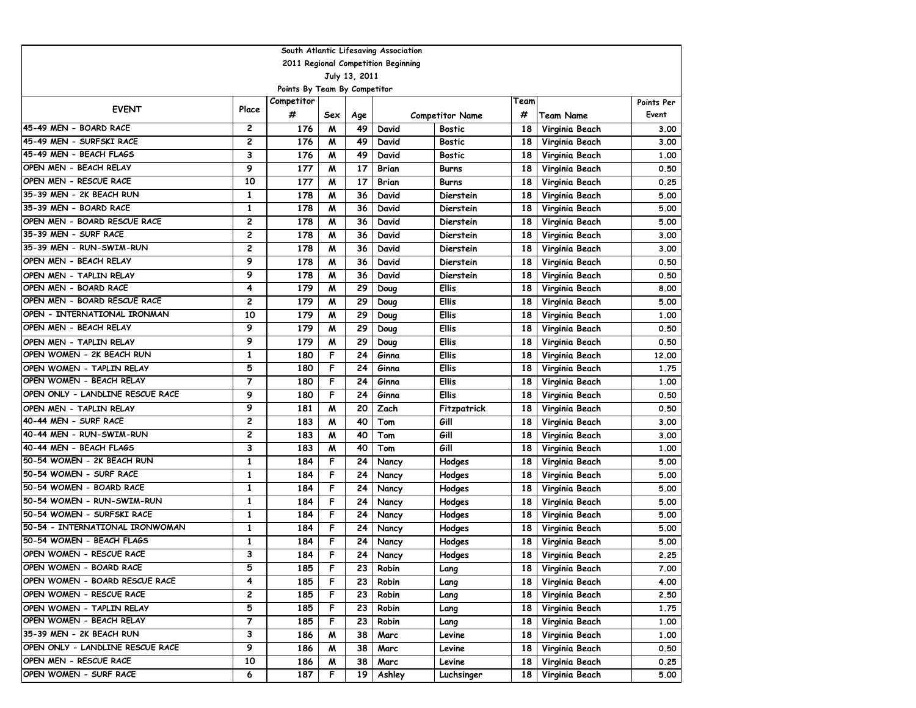South Atlantic Lifesaving Association

2011 Regional Competition Beginning

July 13, 2011

Points By Team By Competitor

| EVENT | Place | Competitor # | Sex | Age | Competitor Name | | Team # | Team Name | Points Per Event |
|---|---|---|---|---|---|---|---|---|---|
| 45-49 MEN - BOARD RACE | 2 | 176 | M | 49 | David | Bostic | 18 | Virginia Beach | 3.00 |
| 45-49 MEN - SURFSKI RACE | 2 | 176 | M | 49 | David | Bostic | 18 | Virginia Beach | 3.00 |
| 45-49 MEN - BEACH FLAGS | 3 | 176 | M | 49 | David | Bostic | 18 | Virginia Beach | 1.00 |
| OPEN MEN - BEACH RELAY | 9 | 177 | M | 17 | Brian | Burns | 18 | Virginia Beach | 0.50 |
| OPEN MEN - RESCUE RACE | 10 | 177 | M | 17 | Brian | Burns | 18 | Virginia Beach | 0.25 |
| 35-39 MEN - 2K BEACH RUN | 1 | 178 | M | 36 | David | Dierstein | 18 | Virginia Beach | 5.00 |
| 35-39 MEN - BOARD RACE | 1 | 178 | M | 36 | David | Dierstein | 18 | Virginia Beach | 5.00 |
| OPEN MEN - BOARD RESCUE RACE | 2 | 178 | M | 36 | David | Dierstein | 18 | Virginia Beach | 5.00 |
| 35-39 MEN - SURF RACE | 2 | 178 | M | 36 | David | Dierstein | 18 | Virginia Beach | 3.00 |
| 35-39 MEN - RUN-SWIM-RUN | 2 | 178 | M | 36 | David | Dierstein | 18 | Virginia Beach | 3.00 |
| OPEN MEN - BEACH RELAY | 9 | 178 | M | 36 | David | Dierstein | 18 | Virginia Beach | 0.50 |
| OPEN MEN - TAPLIN RELAY | 9 | 178 | M | 36 | David | Dierstein | 18 | Virginia Beach | 0.50 |
| OPEN MEN - BOARD RACE | 4 | 179 | M | 29 | Doug | Ellis | 18 | Virginia Beach | 8.00 |
| OPEN MEN - BOARD RESCUE RACE | 2 | 179 | M | 29 | Doug | Ellis | 18 | Virginia Beach | 5.00 |
| OPEN - INTERNATIONAL IRONMAN | 10 | 179 | M | 29 | Doug | Ellis | 18 | Virginia Beach | 1.00 |
| OPEN MEN - BEACH RELAY | 9 | 179 | M | 29 | Doug | Ellis | 18 | Virginia Beach | 0.50 |
| OPEN MEN - TAPLIN RELAY | 9 | 179 | M | 29 | Doug | Ellis | 18 | Virginia Beach | 0.50 |
| OPEN WOMEN - 2K BEACH RUN | 1 | 180 | F | 24 | Ginna | Ellis | 18 | Virginia Beach | 12.00 |
| OPEN WOMEN - TAPLIN RELAY | 5 | 180 | F | 24 | Ginna | Ellis | 18 | Virginia Beach | 1.75 |
| OPEN WOMEN - BEACH RELAY | 7 | 180 | F | 24 | Ginna | Ellis | 18 | Virginia Beach | 1.00 |
| OPEN ONLY - LANDLINE RESCUE RACE | 9 | 180 | F | 24 | Ginna | Ellis | 18 | Virginia Beach | 0.50 |
| OPEN MEN - TAPLIN RELAY | 9 | 181 | M | 20 | Zach | Fitzpatrick | 18 | Virginia Beach | 0.50 |
| 40-44 MEN - SURF RACE | 2 | 183 | M | 40 | Tom | Gill | 18 | Virginia Beach | 3.00 |
| 40-44 MEN - RUN-SWIM-RUN | 2 | 183 | M | 40 | Tom | Gill | 18 | Virginia Beach | 3.00 |
| 40-44 MEN - BEACH FLAGS | 3 | 183 | M | 40 | Tom | Gill | 18 | Virginia Beach | 1.00 |
| 50-54 WOMEN - 2K BEACH RUN | 1 | 184 | F | 24 | Nancy | Hodges | 18 | Virginia Beach | 5.00 |
| 50-54 WOMEN - SURF RACE | 1 | 184 | F | 24 | Nancy | Hodges | 18 | Virginia Beach | 5.00 |
| 50-54 WOMEN - BOARD RACE | 1 | 184 | F | 24 | Nancy | Hodges | 18 | Virginia Beach | 5.00 |
| 50-54 WOMEN - RUN-SWIM-RUN | 1 | 184 | F | 24 | Nancy | Hodges | 18 | Virginia Beach | 5.00 |
| 50-54 WOMEN - SURFSKI RACE | 1 | 184 | F | 24 | Nancy | Hodges | 18 | Virginia Beach | 5.00 |
| 50-54 - INTERNATIONAL IRONWOMAN | 1 | 184 | F | 24 | Nancy | Hodges | 18 | Virginia Beach | 5.00 |
| 50-54 WOMEN - BEACH FLAGS | 1 | 184 | F | 24 | Nancy | Hodges | 18 | Virginia Beach | 5.00 |
| OPEN WOMEN - RESCUE RACE | 3 | 184 | F | 24 | Nancy | Hodges | 18 | Virginia Beach | 2.25 |
| OPEN WOMEN - BOARD RACE | 5 | 185 | F | 23 | Robin | Lang | 18 | Virginia Beach | 7.00 |
| OPEN WOMEN - BOARD RESCUE RACE | 4 | 185 | F | 23 | Robin | Lang | 18 | Virginia Beach | 4.00 |
| OPEN WOMEN - RESCUE RACE | 2 | 185 | F | 23 | Robin | Lang | 18 | Virginia Beach | 2.50 |
| OPEN WOMEN - TAPLIN RELAY | 5 | 185 | F | 23 | Robin | Lang | 18 | Virginia Beach | 1.75 |
| OPEN WOMEN - BEACH RELAY | 7 | 185 | F | 23 | Robin | Lang | 18 | Virginia Beach | 1.00 |
| 35-39 MEN - 2K BEACH RUN | 3 | 186 | M | 38 | Marc | Levine | 18 | Virginia Beach | 1.00 |
| OPEN ONLY - LANDLINE RESCUE RACE | 9 | 186 | M | 38 | Marc | Levine | 18 | Virginia Beach | 0.50 |
| OPEN MEN - RESCUE RACE | 10 | 186 | M | 38 | Marc | Levine | 18 | Virginia Beach | 0.25 |
| OPEN WOMEN - SURF RACE | 6 | 187 | F | 19 | Ashley | Luchsinger | 18 | Virginia Beach | 5.00 |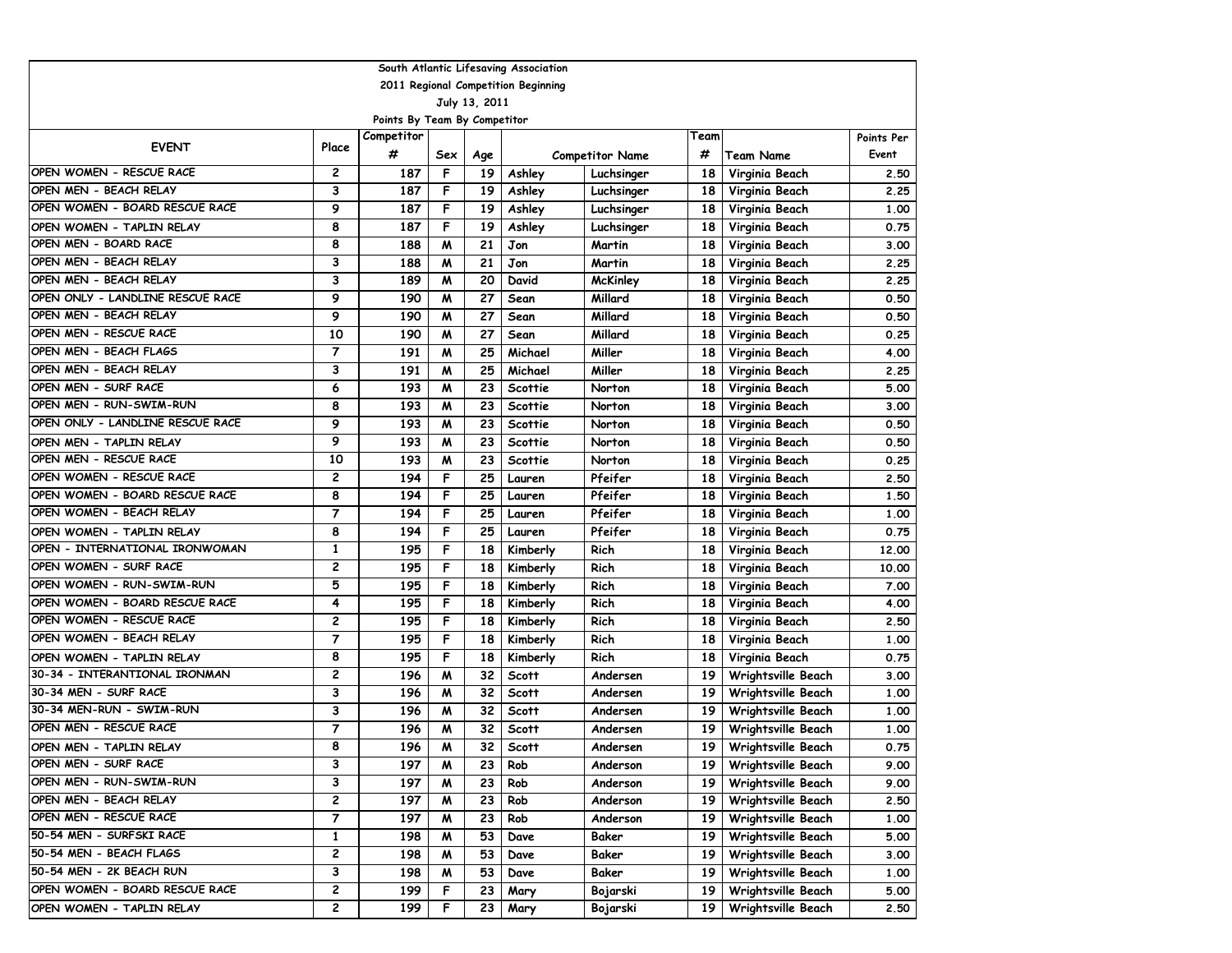South Atlantic Lifesaving Association

2011 Regional Competition Beginning

July 13, 2011

Points By Team By Competitor

| EVENT | Place | Competitor # | Sex | Age | Competitor Name | | Team # | Team Name | Points Per Event |
|---|---|---|---|---|---|---|---|---|---|
| OPEN WOMEN - RESCUE RACE | 2 | 187 | F | 19 | Ashley | Luchsinger | 18 | Virginia Beach | 2.50 |
| OPEN MEN - BEACH RELAY | 3 | 187 | F | 19 | Ashley | Luchsinger | 18 | Virginia Beach | 2.25 |
| OPEN WOMEN - BOARD RESCUE RACE | 9 | 187 | F | 19 | Ashley | Luchsinger | 18 | Virginia Beach | 1.00 |
| OPEN WOMEN - TAPLIN RELAY | 8 | 187 | F | 19 | Ashley | Luchsinger | 18 | Virginia Beach | 0.75 |
| OPEN MEN - BOARD RACE | 8 | 188 | M | 21 | Jon | Martin | 18 | Virginia Beach | 3.00 |
| OPEN MEN - BEACH RELAY | 3 | 188 | M | 21 | Jon | Martin | 18 | Virginia Beach | 2.25 |
| OPEN MEN - BEACH RELAY | 3 | 189 | M | 20 | David | McKinley | 18 | Virginia Beach | 2.25 |
| OPEN ONLY - LANDLINE RESCUE RACE | 9 | 190 | M | 27 | Sean | Millard | 18 | Virginia Beach | 0.50 |
| OPEN MEN - BEACH RELAY | 9 | 190 | M | 27 | Sean | Millard | 18 | Virginia Beach | 0.50 |
| OPEN MEN - RESCUE RACE | 10 | 190 | M | 27 | Sean | Millard | 18 | Virginia Beach | 0.25 |
| OPEN MEN - BEACH FLAGS | 7 | 191 | M | 25 | Michael | Miller | 18 | Virginia Beach | 4.00 |
| OPEN MEN - BEACH RELAY | 3 | 191 | M | 25 | Michael | Miller | 18 | Virginia Beach | 2.25 |
| OPEN MEN - SURF RACE | 6 | 193 | M | 23 | Scottie | Norton | 18 | Virginia Beach | 5.00 |
| OPEN MEN - RUN-SWIM-RUN | 8 | 193 | M | 23 | Scottie | Norton | 18 | Virginia Beach | 3.00 |
| OPEN ONLY - LANDLINE RESCUE RACE | 9 | 193 | M | 23 | Scottie | Norton | 18 | Virginia Beach | 0.50 |
| OPEN MEN - TAPLIN RELAY | 9 | 193 | M | 23 | Scottie | Norton | 18 | Virginia Beach | 0.50 |
| OPEN MEN - RESCUE RACE | 10 | 193 | M | 23 | Scottie | Norton | 18 | Virginia Beach | 0.25 |
| OPEN WOMEN - RESCUE RACE | 2 | 194 | F | 25 | Lauren | Pfeifer | 18 | Virginia Beach | 2.50 |
| OPEN WOMEN - BOARD RESCUE RACE | 8 | 194 | F | 25 | Lauren | Pfeifer | 18 | Virginia Beach | 1.50 |
| OPEN WOMEN - BEACH RELAY | 7 | 194 | F | 25 | Lauren | Pfeifer | 18 | Virginia Beach | 1.00 |
| OPEN WOMEN - TAPLIN RELAY | 8 | 194 | F | 25 | Lauren | Pfeifer | 18 | Virginia Beach | 0.75 |
| OPEN - INTERNATIONAL IRONWOMAN | 1 | 195 | F | 18 | Kimberly | Rich | 18 | Virginia Beach | 12.00 |
| OPEN WOMEN - SURF RACE | 2 | 195 | F | 18 | Kimberly | Rich | 18 | Virginia Beach | 10.00 |
| OPEN WOMEN - RUN-SWIM-RUN | 5 | 195 | F | 18 | Kimberly | Rich | 18 | Virginia Beach | 7.00 |
| OPEN WOMEN - BOARD RESCUE RACE | 4 | 195 | F | 18 | Kimberly | Rich | 18 | Virginia Beach | 4.00 |
| OPEN WOMEN - RESCUE RACE | 2 | 195 | F | 18 | Kimberly | Rich | 18 | Virginia Beach | 2.50 |
| OPEN WOMEN - BEACH RELAY | 7 | 195 | F | 18 | Kimberly | Rich | 18 | Virginia Beach | 1.00 |
| OPEN WOMEN - TAPLIN RELAY | 8 | 195 | F | 18 | Kimberly | Rich | 18 | Virginia Beach | 0.75 |
| 30-34 - INTERANTIONAL IRONMAN | 2 | 196 | M | 32 | Scott | Andersen | 19 | Wrightsville Beach | 3.00 |
| 30-34 MEN - SURF RACE | 3 | 196 | M | 32 | Scott | Andersen | 19 | Wrightsville Beach | 1.00 |
| 30-34 MEN-RUN - SWIM-RUN | 3 | 196 | M | 32 | Scott | Andersen | 19 | Wrightsville Beach | 1.00 |
| OPEN MEN - RESCUE RACE | 7 | 196 | M | 32 | Scott | Andersen | 19 | Wrightsville Beach | 1.00 |
| OPEN MEN - TAPLIN RELAY | 8 | 196 | M | 32 | Scott | Andersen | 19 | Wrightsville Beach | 0.75 |
| OPEN MEN - SURF RACE | 3 | 197 | M | 23 | Rob | Anderson | 19 | Wrightsville Beach | 9.00 |
| OPEN MEN - RUN-SWIM-RUN | 3 | 197 | M | 23 | Rob | Anderson | 19 | Wrightsville Beach | 9.00 |
| OPEN MEN - BEACH RELAY | 2 | 197 | M | 23 | Rob | Anderson | 19 | Wrightsville Beach | 2.50 |
| OPEN MEN - RESCUE RACE | 7 | 197 | M | 23 | Rob | Anderson | 19 | Wrightsville Beach | 1.00 |
| 50-54 MEN - SURFSKI RACE | 1 | 198 | M | 53 | Dave | Baker | 19 | Wrightsville Beach | 5.00 |
| 50-54 MEN - BEACH FLAGS | 2 | 198 | M | 53 | Dave | Baker | 19 | Wrightsville Beach | 3.00 |
| 50-54 MEN - 2K BEACH RUN | 3 | 198 | M | 53 | Dave | Baker | 19 | Wrightsville Beach | 1.00 |
| OPEN WOMEN - BOARD RESCUE RACE | 2 | 199 | F | 23 | Mary | Bojarski | 19 | Wrightsville Beach | 5.00 |
| OPEN WOMEN - TAPLIN RELAY | 2 | 199 | F | 23 | Mary | Bojarski | 19 | Wrightsville Beach | 2.50 |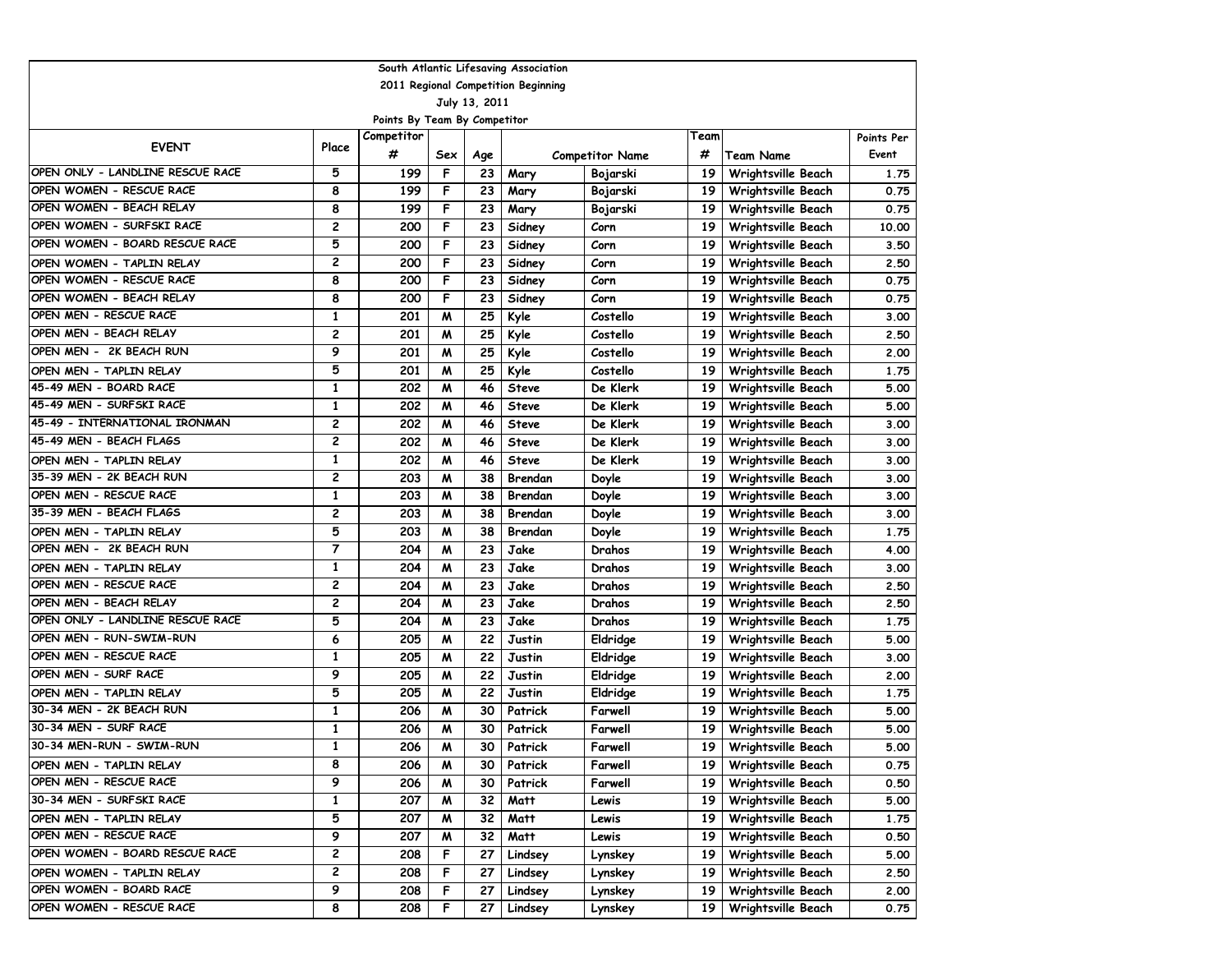South Atlantic Lifesaving Association

2011 Regional Competition Beginning

July 13, 2011

Points By Team By Competitor

| EVENT | Place | Competitor # | Sex | Age | Competitor Name | | Team # | Team Name | Points Per Event |
|---|---|---|---|---|---|---|---|---|---|
| OPEN ONLY - LANDLINE RESCUE RACE | 5 | 199 | F | 23 | Mary | Bojarski | 19 | Wrightsville Beach | 1.75 |
| OPEN WOMEN - RESCUE RACE | 8 | 199 | F | 23 | Mary | Bojarski | 19 | Wrightsville Beach | 0.75 |
| OPEN WOMEN - BEACH RELAY | 8 | 199 | F | 23 | Mary | Bojarski | 19 | Wrightsville Beach | 0.75 |
| OPEN WOMEN - SURFSKI RACE | 2 | 200 | F | 23 | Sidney | Corn | 19 | Wrightsville Beach | 10.00 |
| OPEN WOMEN - BOARD RESCUE RACE | 5 | 200 | F | 23 | Sidney | Corn | 19 | Wrightsville Beach | 3.50 |
| OPEN WOMEN - TAPLIN RELAY | 2 | 200 | F | 23 | Sidney | Corn | 19 | Wrightsville Beach | 2.50 |
| OPEN WOMEN - RESCUE RACE | 8 | 200 | F | 23 | Sidney | Corn | 19 | Wrightsville Beach | 0.75 |
| OPEN WOMEN - BEACH RELAY | 8 | 200 | F | 23 | Sidney | Corn | 19 | Wrightsville Beach | 0.75 |
| OPEN MEN - RESCUE RACE | 1 | 201 | M | 25 | Kyle | Costello | 19 | Wrightsville Beach | 3.00 |
| OPEN MEN - BEACH RELAY | 2 | 201 | M | 25 | Kyle | Costello | 19 | Wrightsville Beach | 2.50 |
| OPEN MEN - 2K BEACH RUN | 9 | 201 | M | 25 | Kyle | Costello | 19 | Wrightsville Beach | 2.00 |
| OPEN MEN - TAPLIN RELAY | 5 | 201 | M | 25 | Kyle | Costello | 19 | Wrightsville Beach | 1.75 |
| 45-49 MEN - BOARD RACE | 1 | 202 | M | 46 | Steve | De Klerk | 19 | Wrightsville Beach | 5.00 |
| 45-49 MEN - SURFSKI RACE | 1 | 202 | M | 46 | Steve | De Klerk | 19 | Wrightsville Beach | 5.00 |
| 45-49 - INTERNATIONAL IRONMAN | 2 | 202 | M | 46 | Steve | De Klerk | 19 | Wrightsville Beach | 3.00 |
| 45-49 MEN - BEACH FLAGS | 2 | 202 | M | 46 | Steve | De Klerk | 19 | Wrightsville Beach | 3.00 |
| OPEN MEN - TAPLIN RELAY | 1 | 202 | M | 46 | Steve | De Klerk | 19 | Wrightsville Beach | 3.00 |
| 35-39 MEN - 2K BEACH RUN | 2 | 203 | M | 38 | Brendan | Doyle | 19 | Wrightsville Beach | 3.00 |
| OPEN MEN - RESCUE RACE | 1 | 203 | M | 38 | Brendan | Doyle | 19 | Wrightsville Beach | 3.00 |
| 35-39 MEN - BEACH FLAGS | 2 | 203 | M | 38 | Brendan | Doyle | 19 | Wrightsville Beach | 3.00 |
| OPEN MEN - TAPLIN RELAY | 5 | 203 | M | 38 | Brendan | Doyle | 19 | Wrightsville Beach | 1.75 |
| OPEN MEN - 2K BEACH RUN | 7 | 204 | M | 23 | Jake | Drahos | 19 | Wrightsville Beach | 4.00 |
| OPEN MEN - TAPLIN RELAY | 1 | 204 | M | 23 | Jake | Drahos | 19 | Wrightsville Beach | 3.00 |
| OPEN MEN - RESCUE RACE | 2 | 204 | M | 23 | Jake | Drahos | 19 | Wrightsville Beach | 2.50 |
| OPEN MEN - BEACH RELAY | 2 | 204 | M | 23 | Jake | Drahos | 19 | Wrightsville Beach | 2.50 |
| OPEN ONLY - LANDLINE RESCUE RACE | 5 | 204 | M | 23 | Jake | Drahos | 19 | Wrightsville Beach | 1.75 |
| OPEN MEN - RUN-SWIM-RUN | 6 | 205 | M | 22 | Justin | Eldridge | 19 | Wrightsville Beach | 5.00 |
| OPEN MEN - RESCUE RACE | 1 | 205 | M | 22 | Justin | Eldridge | 19 | Wrightsville Beach | 3.00 |
| OPEN MEN - SURF RACE | 9 | 205 | M | 22 | Justin | Eldridge | 19 | Wrightsville Beach | 2.00 |
| OPEN MEN - TAPLIN RELAY | 5 | 205 | M | 22 | Justin | Eldridge | 19 | Wrightsville Beach | 1.75 |
| 30-34 MEN - 2K BEACH RUN | 1 | 206 | M | 30 | Patrick | Farwell | 19 | Wrightsville Beach | 5.00 |
| 30-34 MEN - SURF RACE | 1 | 206 | M | 30 | Patrick | Farwell | 19 | Wrightsville Beach | 5.00 |
| 30-34 MEN-RUN - SWIM-RUN | 1 | 206 | M | 30 | Patrick | Farwell | 19 | Wrightsville Beach | 5.00 |
| OPEN MEN - TAPLIN RELAY | 8 | 206 | M | 30 | Patrick | Farwell | 19 | Wrightsville Beach | 0.75 |
| OPEN MEN - RESCUE RACE | 9 | 206 | M | 30 | Patrick | Farwell | 19 | Wrightsville Beach | 0.50 |
| 30-34 MEN - SURFSKI RACE | 1 | 207 | M | 32 | Matt | Lewis | 19 | Wrightsville Beach | 5.00 |
| OPEN MEN - TAPLIN RELAY | 5 | 207 | M | 32 | Matt | Lewis | 19 | Wrightsville Beach | 1.75 |
| OPEN MEN - RESCUE RACE | 9 | 207 | M | 32 | Matt | Lewis | 19 | Wrightsville Beach | 0.50 |
| OPEN WOMEN - BOARD RESCUE RACE | 2 | 208 | F | 27 | Lindsey | Lynskey | 19 | Wrightsville Beach | 5.00 |
| OPEN WOMEN - TAPLIN RELAY | 2 | 208 | F | 27 | Lindsey | Lynskey | 19 | Wrightsville Beach | 2.50 |
| OPEN WOMEN - BOARD RACE | 9 | 208 | F | 27 | Lindsey | Lynskey | 19 | Wrightsville Beach | 2.00 |
| OPEN WOMEN - RESCUE RACE | 8 | 208 | F | 27 | Lindsey | Lynskey | 19 | Wrightsville Beach | 0.75 |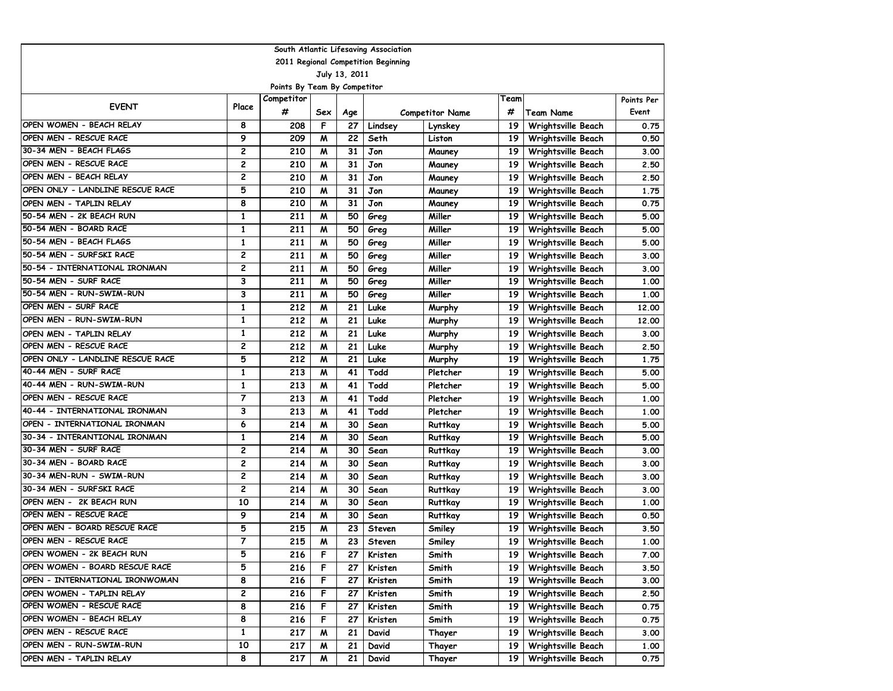South Atlantic Lifesaving Association

2011 Regional Competition Beginning

July 13, 2011

Points By Team By Competitor

| EVENT | Place | Competitor # | Sex | Age | Competitor Name | | Team # | Team Name | Points Per Event |
|---|---|---|---|---|---|---|---|---|---|
| OPEN WOMEN - BEACH RELAY | 8 | 208 | F | 27 | Lindsey | Lynskey | 19 | Wrightsville Beach | 0.75 |
| OPEN MEN - RESCUE RACE | 9 | 209 | M | 22 | Seth | Liston | 19 | Wrightsville Beach | 0.50 |
| 30-34 MEN - BEACH FLAGS | 2 | 210 | M | 31 | Jon | Mauney | 19 | Wrightsville Beach | 3.00 |
| OPEN MEN - RESCUE RACE | 2 | 210 | M | 31 | Jon | Mauney | 19 | Wrightsville Beach | 2.50 |
| OPEN MEN - BEACH RELAY | 2 | 210 | M | 31 | Jon | Mauney | 19 | Wrightsville Beach | 2.50 |
| OPEN ONLY - LANDLINE RESCUE RACE | 5 | 210 | M | 31 | Jon | Mauney | 19 | Wrightsville Beach | 1.75 |
| OPEN MEN - TAPLIN RELAY | 8 | 210 | M | 31 | Jon | Mauney | 19 | Wrightsville Beach | 0.75 |
| 50-54 MEN - 2K BEACH RUN | 1 | 211 | M | 50 | Greg | Miller | 19 | Wrightsville Beach | 5.00 |
| 50-54 MEN - BOARD RACE | 1 | 211 | M | 50 | Greg | Miller | 19 | Wrightsville Beach | 5.00 |
| 50-54 MEN - BEACH FLAGS | 1 | 211 | M | 50 | Greg | Miller | 19 | Wrightsville Beach | 5.00 |
| 50-54 MEN - SURFSKI RACE | 2 | 211 | M | 50 | Greg | Miller | 19 | Wrightsville Beach | 3.00 |
| 50-54 - INTERNATIONAL IRONMAN | 2 | 211 | M | 50 | Greg | Miller | 19 | Wrightsville Beach | 3.00 |
| 50-54 MEN - SURF RACE | 3 | 211 | M | 50 | Greg | Miller | 19 | Wrightsville Beach | 1.00 |
| 50-54 MEN - RUN-SWIM-RUN | 3 | 211 | M | 50 | Greg | Miller | 19 | Wrightsville Beach | 1.00 |
| OPEN MEN - SURF RACE | 1 | 212 | M | 21 | Luke | Murphy | 19 | Wrightsville Beach | 12.00 |
| OPEN MEN - RUN-SWIM-RUN | 1 | 212 | M | 21 | Luke | Murphy | 19 | Wrightsville Beach | 12.00 |
| OPEN MEN - TAPLIN RELAY | 1 | 212 | M | 21 | Luke | Murphy | 19 | Wrightsville Beach | 3.00 |
| OPEN MEN - RESCUE RACE | 2 | 212 | M | 21 | Luke | Murphy | 19 | Wrightsville Beach | 2.50 |
| OPEN ONLY - LANDLINE RESCUE RACE | 5 | 212 | M | 21 | Luke | Murphy | 19 | Wrightsville Beach | 1.75 |
| 40-44 MEN - SURF RACE | 1 | 213 | M | 41 | Todd | Pletcher | 19 | Wrightsville Beach | 5.00 |
| 40-44 MEN - RUN-SWIM-RUN | 1 | 213 | M | 41 | Todd | Pletcher | 19 | Wrightsville Beach | 5.00 |
| OPEN MEN - RESCUE RACE | 7 | 213 | M | 41 | Todd | Pletcher | 19 | Wrightsville Beach | 1.00 |
| 40-44 - INTERNATIONAL IRONMAN | 3 | 213 | M | 41 | Todd | Pletcher | 19 | Wrightsville Beach | 1.00 |
| OPEN - INTERNATIONAL IRONMAN | 6 | 214 | M | 30 | Sean | Ruttkay | 19 | Wrightsville Beach | 5.00 |
| 30-34 - INTERANTIONAL IRONMAN | 1 | 214 | M | 30 | Sean | Ruttkay | 19 | Wrightsville Beach | 5.00 |
| 30-34 MEN - SURF RACE | 2 | 214 | M | 30 | Sean | Ruttkay | 19 | Wrightsville Beach | 3.00 |
| 30-34 MEN - BOARD RACE | 2 | 214 | M | 30 | Sean | Ruttkay | 19 | Wrightsville Beach | 3.00 |
| 30-34 MEN-RUN - SWIM-RUN | 2 | 214 | M | 30 | Sean | Ruttkay | 19 | Wrightsville Beach | 3.00 |
| 30-34 MEN - SURFSKI RACE | 2 | 214 | M | 30 | Sean | Ruttkay | 19 | Wrightsville Beach | 3.00 |
| OPEN MEN - 2K BEACH RUN | 10 | 214 | M | 30 | Sean | Ruttkay | 19 | Wrightsville Beach | 1.00 |
| OPEN MEN - RESCUE RACE | 9 | 214 | M | 30 | Sean | Ruttkay | 19 | Wrightsville Beach | 0.50 |
| OPEN MEN - BOARD RESCUE RACE | 5 | 215 | M | 23 | Steven | Smiley | 19 | Wrightsville Beach | 3.50 |
| OPEN MEN - RESCUE RACE | 7 | 215 | M | 23 | Steven | Smiley | 19 | Wrightsville Beach | 1.00 |
| OPEN WOMEN - 2K BEACH RUN | 5 | 216 | F | 27 | Kristen | Smith | 19 | Wrightsville Beach | 7.00 |
| OPEN WOMEN - BOARD RESCUE RACE | 5 | 216 | F | 27 | Kristen | Smith | 19 | Wrightsville Beach | 3.50 |
| OPEN - INTERNATIONAL IRONWOMAN | 8 | 216 | F | 27 | Kristen | Smith | 19 | Wrightsville Beach | 3.00 |
| OPEN WOMEN - TAPLIN RELAY | 2 | 216 | F | 27 | Kristen | Smith | 19 | Wrightsville Beach | 2.50 |
| OPEN WOMEN - RESCUE RACE | 8 | 216 | F | 27 | Kristen | Smith | 19 | Wrightsville Beach | 0.75 |
| OPEN WOMEN - BEACH RELAY | 8 | 216 | F | 27 | Kristen | Smith | 19 | Wrightsville Beach | 0.75 |
| OPEN MEN - RESCUE RACE | 1 | 217 | M | 21 | David | Thayer | 19 | Wrightsville Beach | 3.00 |
| OPEN MEN - RUN-SWIM-RUN | 10 | 217 | M | 21 | David | Thayer | 19 | Wrightsville Beach | 1.00 |
| OPEN MEN - TAPLIN RELAY | 8 | 217 | M | 21 | David | Thayer | 19 | Wrightsville Beach | 0.75 |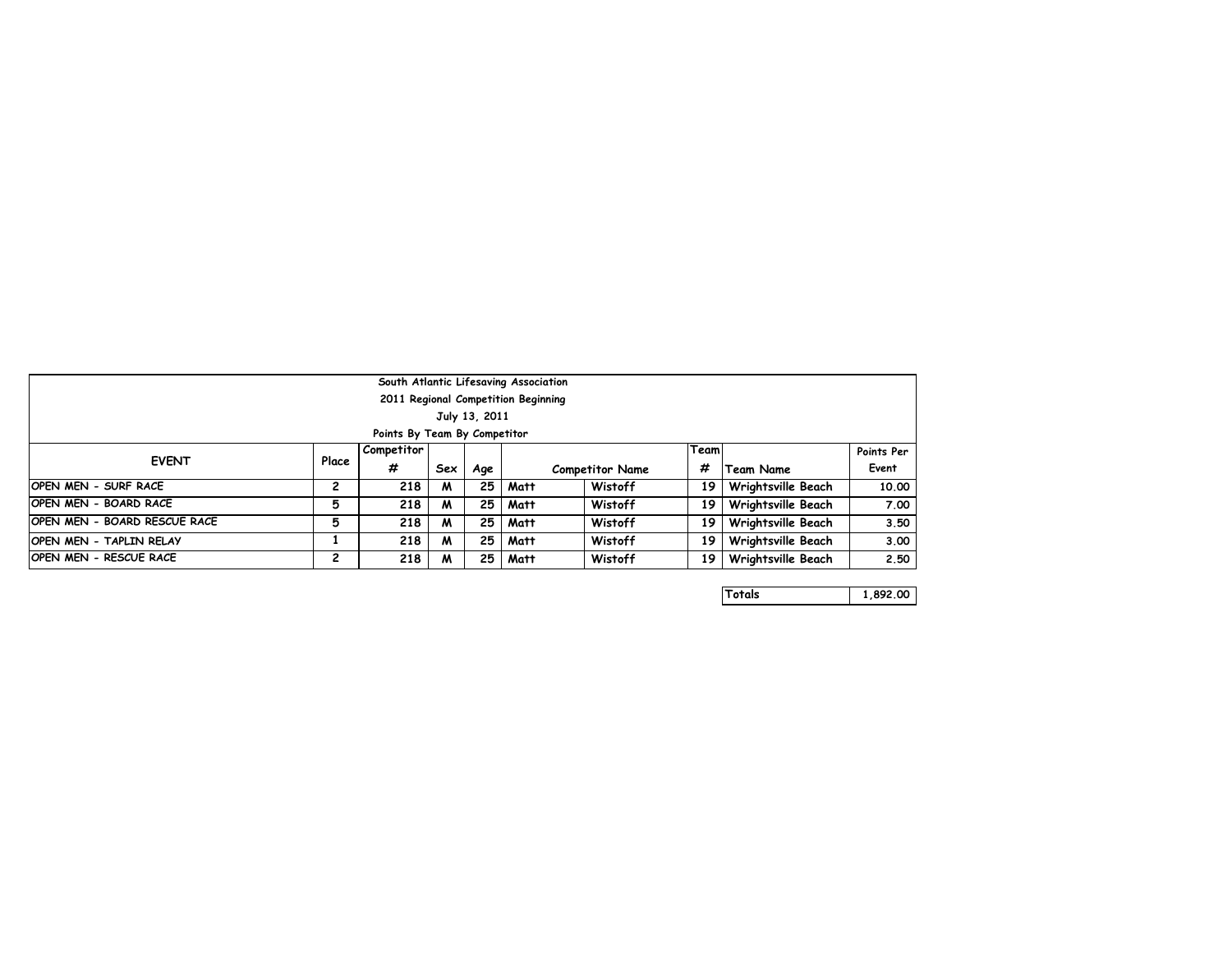South Atlantic Lifesaving Association
2011 Regional Competition Beginning
July 13, 2011
Points By Team By Competitor

| EVENT | Place | Competitor # | Sex | Age | Competitor Name | | Team # | Team Name | Points Per Event |
|---|---|---|---|---|---|---|---|---|---|
| OPEN MEN - SURF RACE | 2 | 218 | M | 25 | Matt | Wistoff | 19 | Wrightsville Beach | 10.00 |
| OPEN MEN - BOARD RACE | 5 | 218 | M | 25 | Matt | Wistoff | 19 | Wrightsville Beach | 7.00 |
| OPEN MEN - BOARD RESCUE RACE | 5 | 218 | M | 25 | Matt | Wistoff | 19 | Wrightsville Beach | 3.50 |
| OPEN MEN - TAPLIN RELAY | 1 | 218 | M | 25 | Matt | Wistoff | 19 | Wrightsville Beach | 3.00 |
| OPEN MEN - RESCUE RACE | 2 | 218 | M | 25 | Matt | Wistoff | 19 | Wrightsville Beach | 2.50 |

| Totals | 1,892.00 |
|---|---|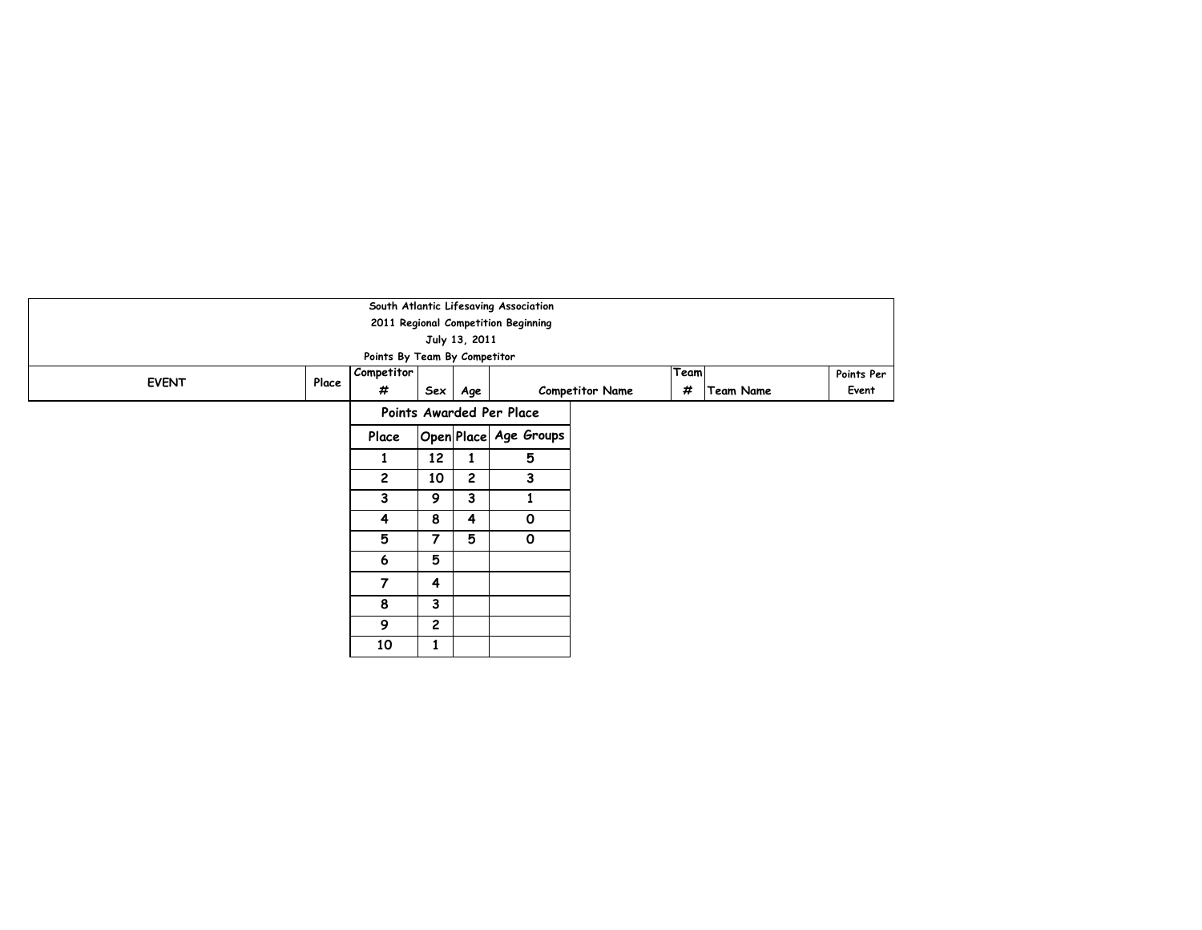South Atlantic Lifesaving Association

2011 Regional Competition Beginning

July 13, 2011

Points By Team By Competitor

| EVENT | Place | Competitor # | Sex | Age | Competitor Name | Team # | Team Name | Points Per Event |
|---|---|---|---|---|---|---|---|---|

**Points Awarded Per Place**

| Place | Open | Place | Age Groups |
|---|---|---|---|
| 1 | 12 | 1 | 5 |
| 2 | 10 | 2 | 3 |
| 3 | 9 | 3 | 1 |
| 4 | 8 | 4 | 0 |
| 5 | 7 | 5 | 0 |
| 6 | 5 | | |
| 7 | 4 | | |
| 8 | 3 | | |
| 9 | 2 | | |
| 10 | 1 | | |